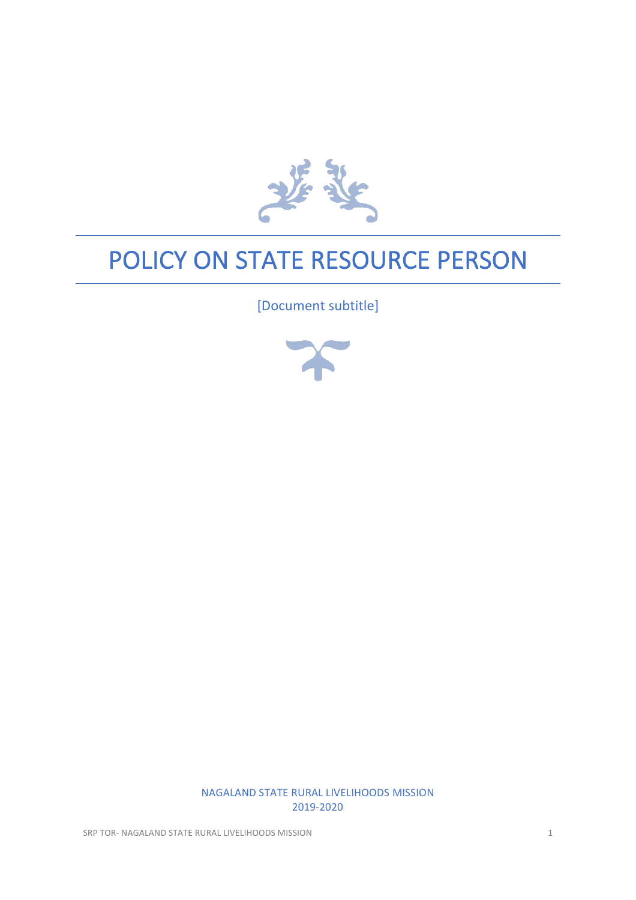# POLICY ON STATE RESOURCE PERSON

[Document subtitle]

NAGALAND STATE RURAL LIVELIHOODS MISSION
2019-2020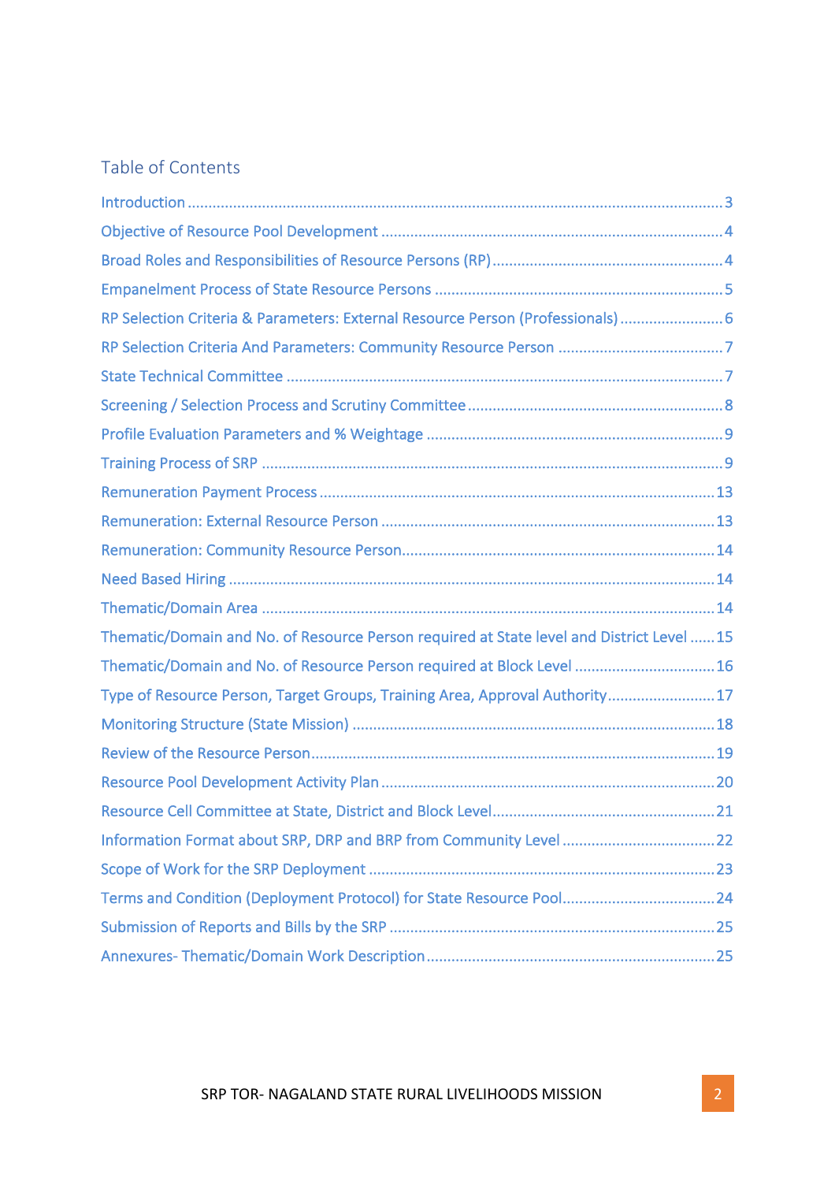# Table of Contents

Introduction ........................................................................................................................ 3

Objective of Resource Pool Development ................................................................................ 4

Broad Roles and Responsibilities of Resource Persons (RP) ........................................................ 4

Empanelment Process of State Resource Persons .................................................................... 5

RP Selection Criteria & Parameters: External Resource Person (Professionals) ........................ 6

RP Selection Criteria And Parameters: Community Resource Person ....................................... 7

State Technical Committee ..................................................................................................... 7

Screening / Selection Process and Scrutiny Committee ............................................................ 8

Profile Evaluation Parameters and % Weightage ...................................................................... 9

Training Process of SRP .......................................................................................................... 9

Remuneration Payment Process ............................................................................................ 13

Remuneration: External Resource Person .............................................................................. 13

Remuneration: Community Resource Person.......................................................................... 14

Need Based Hiring ................................................................................................................ 14

Thematic/Domain Area ......................................................................................................... 14

Thematic/Domain and No. of Resource Person required at State level and District Level ...... 15

Thematic/Domain and No. of Resource Person required at Block Level ................................. 16

Type of Resource Person, Target Groups, Training Area, Approval Authority.......................... 17

Monitoring Structure (State Mission) ..................................................................................... 18

Review of the Resource Person.............................................................................................. 19

Resource Pool Development Activity Plan .............................................................................. 20

Resource Cell Committee at State, District and Block Level.................................................... 21

Information Format about SRP, DRP and BRP from Community Level .................................... 22

Scope of Work for the SRP Deployment ................................................................................. 23

Terms and Condition (Deployment Protocol) for State Resource Pool.................................... 24

Submission of Reports and Bills by the SRP ............................................................................ 25

Annexures- Thematic/Domain Work Description.................................................................... 25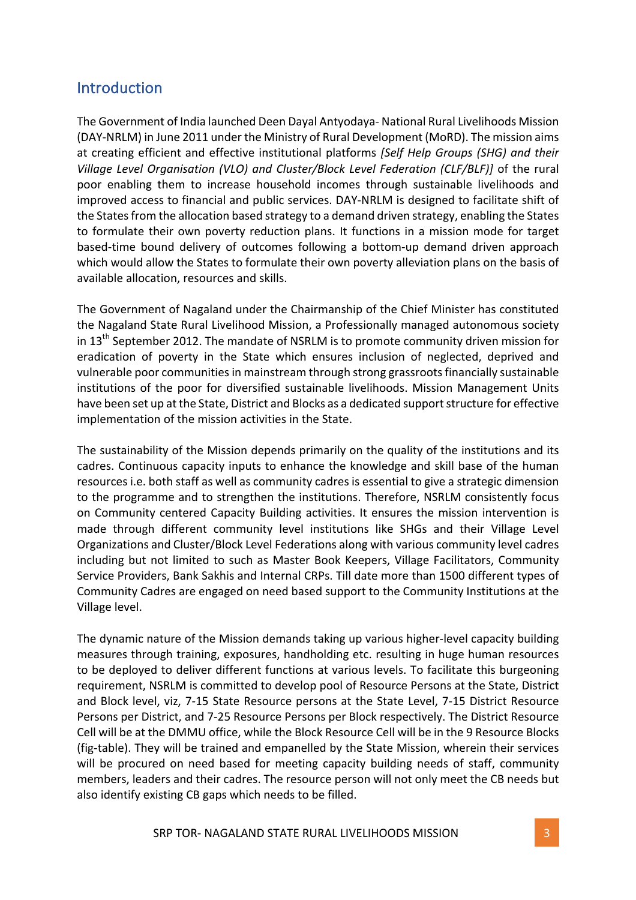## Introduction

The Government of India launched Deen Dayal Antyodaya- National Rural Livelihoods Mission (DAY-NRLM) in June 2011 under the Ministry of Rural Development (MoRD). The mission aims at creating efficient and effective institutional platforms *[Self Help Groups (SHG) and their Village Level Organisation (VLO) and Cluster/Block Level Federation (CLF/BLF)]* of the rural poor enabling them to increase household incomes through sustainable livelihoods and improved access to financial and public services. DAY-NRLM is designed to facilitate shift of the States from the allocation based strategy to a demand driven strategy, enabling the States to formulate their own poverty reduction plans. It functions in a mission mode for target based-time bound delivery of outcomes following a bottom-up demand driven approach which would allow the States to formulate their own poverty alleviation plans on the basis of available allocation, resources and skills.

The Government of Nagaland under the Chairmanship of the Chief Minister has constituted the Nagaland State Rural Livelihood Mission, a Professionally managed autonomous society in 13th September 2012. The mandate of NSRLM is to promote community driven mission for eradication of poverty in the State which ensures inclusion of neglected, deprived and vulnerable poor communities in mainstream through strong grassroots financially sustainable institutions of the poor for diversified sustainable livelihoods. Mission Management Units have been set up at the State, District and Blocks as a dedicated support structure for effective implementation of the mission activities in the State.

The sustainability of the Mission depends primarily on the quality of the institutions and its cadres. Continuous capacity inputs to enhance the knowledge and skill base of the human resources i.e. both staff as well as community cadres is essential to give a strategic dimension to the programme and to strengthen the institutions. Therefore, NSRLM consistently focus on Community centered Capacity Building activities. It ensures the mission intervention is made through different community level institutions like SHGs and their Village Level Organizations and Cluster/Block Level Federations along with various community level cadres including but not limited to such as Master Book Keepers, Village Facilitators, Community Service Providers, Bank Sakhis and Internal CRPs. Till date more than 1500 different types of Community Cadres are engaged on need based support to the Community Institutions at the Village level.

The dynamic nature of the Mission demands taking up various higher-level capacity building measures through training, exposures, handholding etc. resulting in huge human resources to be deployed to deliver different functions at various levels. To facilitate this burgeoning requirement, NSRLM is committed to develop pool of Resource Persons at the State, District and Block level, viz, 7-15 State Resource persons at the State Level, 7-15 District Resource Persons per District, and 7-25 Resource Persons per Block respectively. The District Resource Cell will be at the DMMU office, while the Block Resource Cell will be in the 9 Resource Blocks (fig-table). They will be trained and empanelled by the State Mission, wherein their services will be procured on need based for meeting capacity building needs of staff, community members, leaders and their cadres. The resource person will not only meet the CB needs but also identify existing CB gaps which needs to be filled.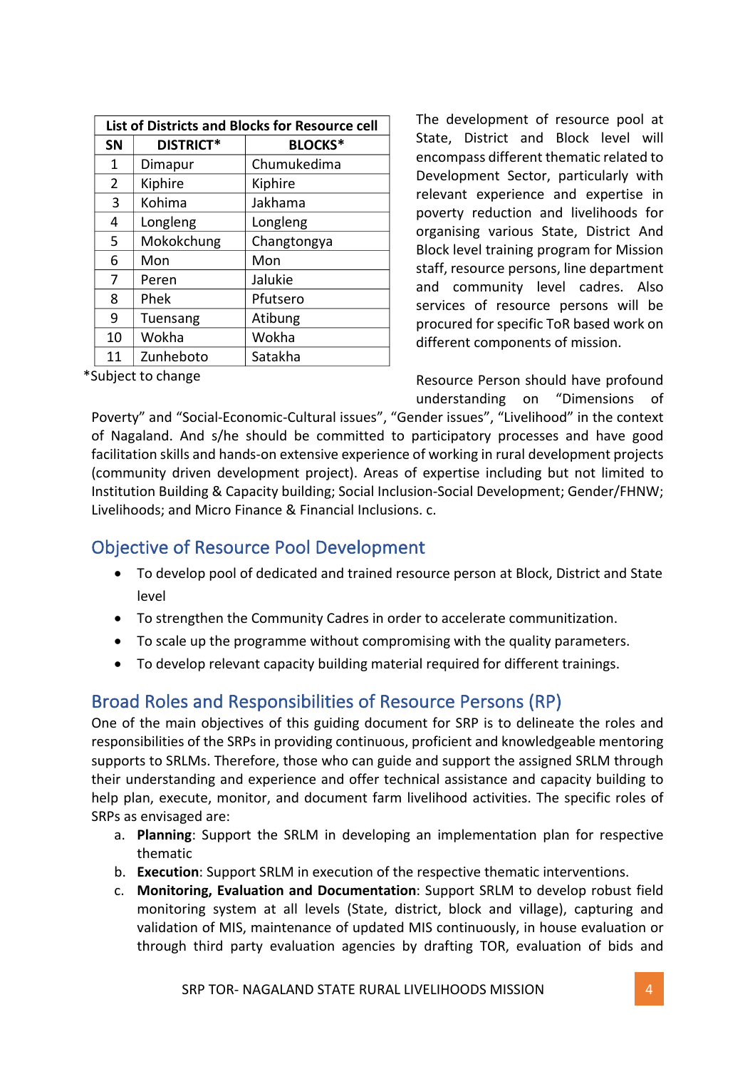| List of Districts and Blocks for Resource cell | | |
|---|---|---|
| **SN** | **DISTRICT*** | **BLOCKS*** |
| 1 | Dimapur | Chumukedima |
| 2 | Kiphire | Kiphire |
| 3 | Kohima | Jakhama |
| 4 | Longleng | Longleng |
| 5 | Mokokchung | Changtongya |
| 6 | Mon | Mon |
| 7 | Peren | Jalukie |
| 8 | Phek | Pfutsero |
| 9 | Tuensang | Atibung |
| 10 | Wokha | Wokha |
| 11 | Zunheboto | Satakha |

*Subject to change

The development of resource pool at State, District and Block level will encompass different thematic related to Development Sector, particularly with relevant experience and expertise in poverty reduction and livelihoods for organising various State, District And Block level training program for Mission staff, resource persons, line department and community level cadres. Also services of resource persons will be procured for specific ToR based work on different components of mission.

Resource Person should have profound understanding on "Dimensions of Poverty" and "Social-Economic-Cultural issues", "Gender issues", "Livelihood" in the context of Nagaland. And s/he should be committed to participatory processes and have good facilitation skills and hands-on extensive experience of working in rural development projects (community driven development project). Areas of expertise including but not limited to Institution Building & Capacity building; Social Inclusion-Social Development; Gender/FHNW; Livelihoods; and Micro Finance & Financial Inclusions. c.

## Objective of Resource Pool Development

- To develop pool of dedicated and trained resource person at Block, District and State level
- To strengthen the Community Cadres in order to accelerate communitization.
- To scale up the programme without compromising with the quality parameters.
- To develop relevant capacity building material required for different trainings.

## Broad Roles and Responsibilities of Resource Persons (RP)

One of the main objectives of this guiding document for SRP is to delineate the roles and responsibilities of the SRPs in providing continuous, proficient and knowledgeable mentoring supports to SRLMs. Therefore, those who can guide and support the assigned SRLM through their understanding and experience and offer technical assistance and capacity building to help plan, execute, monitor, and document farm livelihood activities. The specific roles of SRPs as envisaged are:

a. **Planning**: Support the SRLM in developing an implementation plan for respective thematic
b. **Execution**: Support SRLM in execution of the respective thematic interventions.
c. **Monitoring, Evaluation and Documentation**: Support SRLM to develop robust field monitoring system at all levels (State, district, block and village), capturing and validation of MIS, maintenance of updated MIS continuously, in house evaluation or through third party evaluation agencies by drafting TOR, evaluation of bids and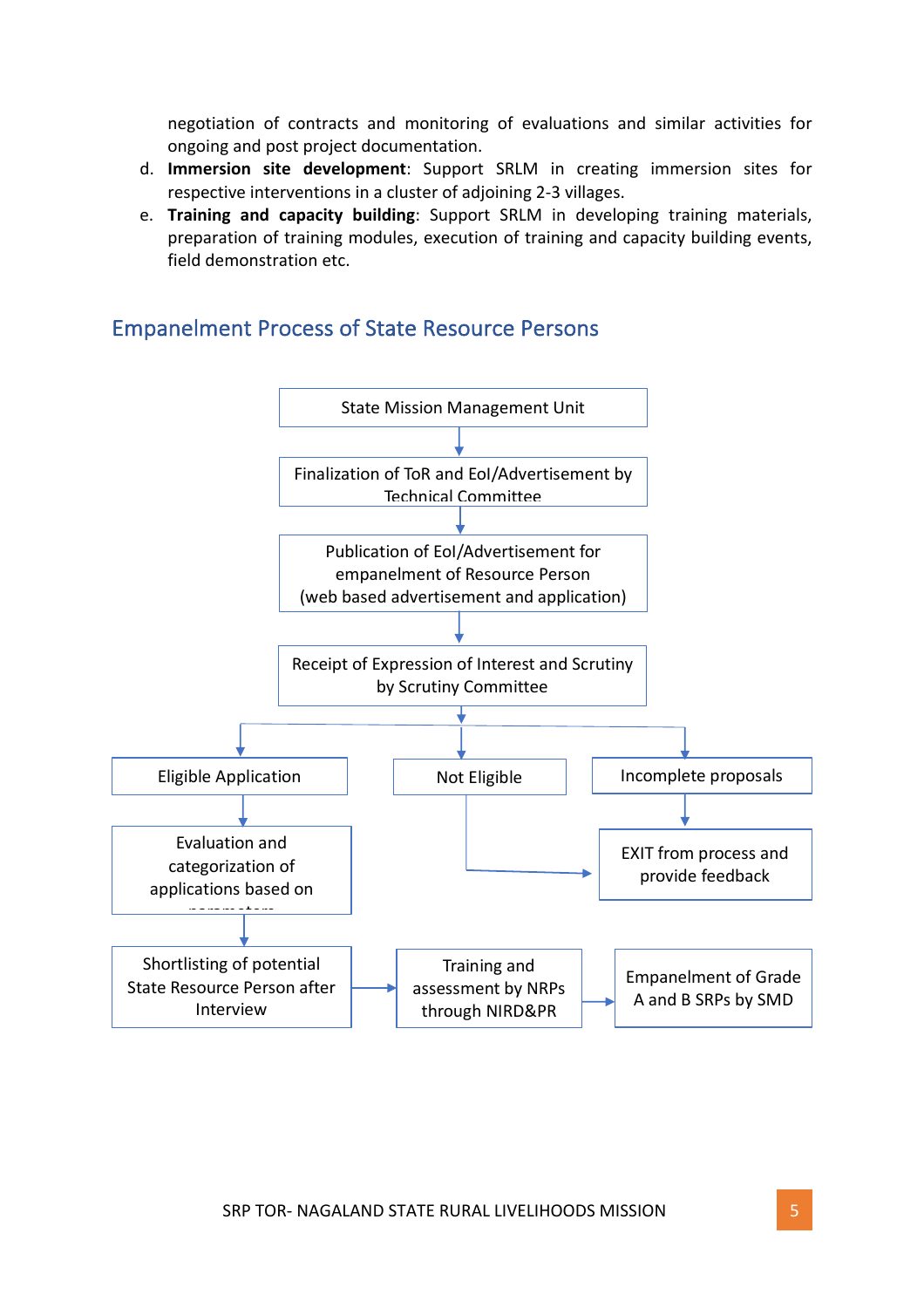negotiation of contracts and monitoring of evaluations and similar activities for ongoing and post project documentation.

d. **Immersion site development**: Support SRLM in creating immersion sites for respective interventions in a cluster of adjoining 2-3 villages.
e. **Training and capacity building**: Support SRLM in developing training materials, preparation of training modules, execution of training and capacity building events, field demonstration etc.

## Empanelment Process of State Resource Persons

State Mission Management Unit

↓

Finalization of ToR and EoI/Advertisement by Technical Committee

↓

Publication of EoI/Advertisement for empanelment of Resource Person (web based advertisement and application)

↓

Receipt of Expression of Interest and Scrutiny by Scrutiny Committee

↓

- Eligible Application → Evaluation and categorization of applications based on parameters → Shortlisting of potential State Resource Person after Interview → Training and assessment by NRPs through NIRD&PR → Empanelment of Grade A and B SRPs by SMD
- Not Eligible → EXIT from process and provide feedback
- Incomplete proposals → EXIT from process and provide feedback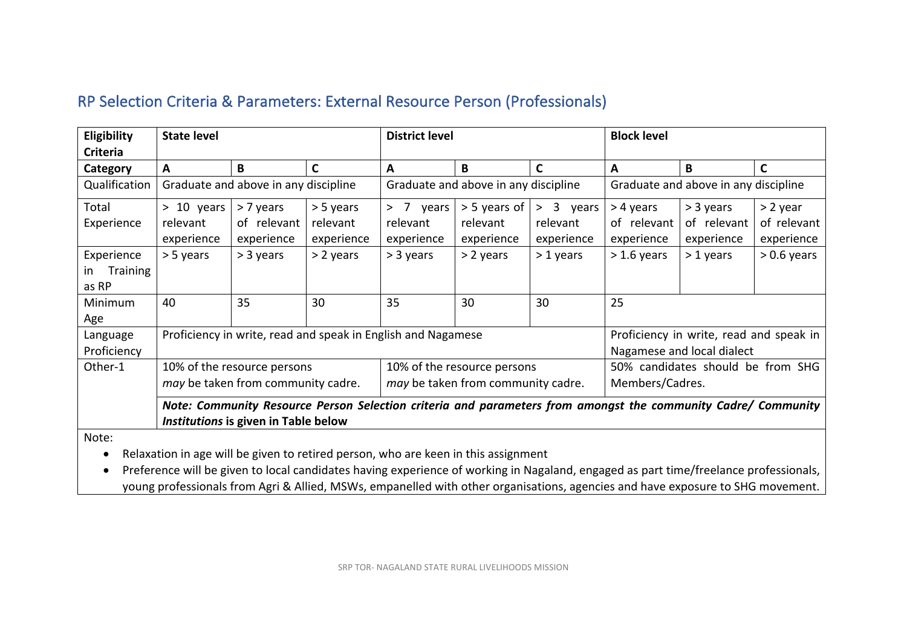## RP Selection Criteria & Parameters: External Resource Person (Professionals)

| **Eligibility Criteria** | **State level** | | | **District level** | | | **Block level** | | |
|---|---|---|---|---|---|---|---|---|---|
| **Category** | **A** | **B** | **C** | **A** | **B** | **C** | **A** | **B** | **C** |
| Qualification | Graduate and above in any discipline | | | Graduate and above in any discipline | | | Graduate and above in any discipline | | |
| Total Experience | > 10 years relevant experience | > 7 years of relevant experience | > 5 years relevant experience | > 7 years relevant experience | > 5 years of relevant experience | > 3 years relevant experience | > 4 years of relevant experience | > 3 years of relevant experience | > 2 year of relevant experience |
| Experience in Training as RP | > 5 years | > 3 years | > 2 years | > 3 years | > 2 years | > 1 years | > 1.6 years | > 1 years | > 0.6 years |
| Minimum Age | 40 | 35 | 30 | 35 | 30 | 30 | 25 | | |
| Language Proficiency | Proficiency in write, read and speak in English and Nagamese | | | | | | Proficiency in write, read and speak in Nagamese and local dialect | | |
| Other-1 | 10% of the resource persons *may* be taken from community cadre. | | | 10% of the resource persons *may* be taken from community cadre. | | | 50% candidates should be from SHG Members/Cadres. | | |
| | ***Note: Community Resource Person Selection criteria and parameters from amongst the community Cadre/ Community Institutions* is given in Table below** | | | | | | | | |

Note:

- Relaxation in age will be given to retired person, who are keen in this assignment
- Preference will be given to local candidates having experience of working in Nagaland, engaged as part time/freelance professionals, young professionals from Agri & Allied, MSWs, empanelled with other organisations, agencies and have exposure to SHG movement.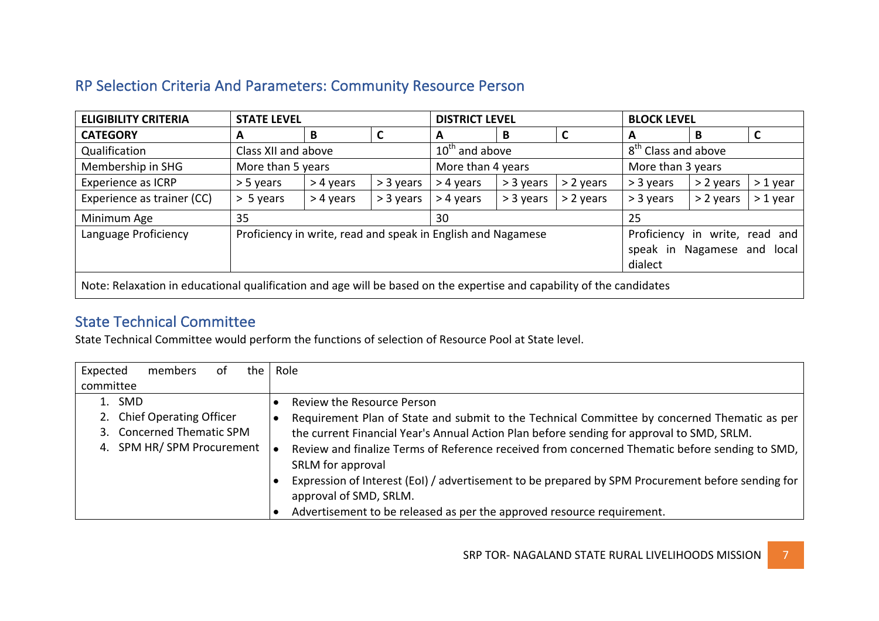## RP Selection Criteria And Parameters: Community Resource Person

| ELIGIBILITY CRITERIA | STATE LEVEL | | | DISTRICT LEVEL | | | BLOCK LEVEL | | |
|---|---|---|---|---|---|---|---|---|---|
| **CATEGORY** | **A** | **B** | **C** | **A** | **B** | **C** | **A** | **B** | **C** |
| Qualification | Class XII and above | | | 10th and above | | | 8th Class and above | | |
| Membership in SHG | More than 5 years | | | More than 4 years | | | More than 3 years | | |
| Experience as ICRP | > 5 years | > 4 years | > 3 years | > 4 years | > 3 years | > 2 years | > 3 years | > 2 years | > 1 year |
| Experience as trainer (CC) | > 5 years | > 4 years | > 3 years | > 4 years | > 3 years | > 2 years | > 3 years | > 2 years | > 1 year |
| Minimum Age | 35 | | | 30 | | | 25 | | |
| Language Proficiency | Proficiency in write, read and speak in English and Nagamese | | | | | | Proficiency in write, read and speak in Nagamese and local dialect | | |
| Note: Relaxation in educational qualification and age will be based on the expertise and capability of the candidates | | | | | | | | | |

## State Technical Committee

State Technical Committee would perform the functions of selection of Resource Pool at State level.

| Expected members of the committee | Role |
|---|---|
| 1. SMD<br>2. Chief Operating Officer<br>3. Concerned Thematic SPM<br>4. SPM HR/ SPM Procurement | • Review the Resource Person<br>• Requirement Plan of State and submit to the Technical Committee by concerned Thematic as per the current Financial Year's Annual Action Plan before sending for approval to SMD, SRLM.<br>• Review and finalize Terms of Reference received from concerned Thematic before sending to SMD, SRLM for approval<br>• Expression of Interest (EoI) / advertisement to be prepared by SPM Procurement before sending for approval of SMD, SRLM.<br>• Advertisement to be released as per the approved resource requirement. |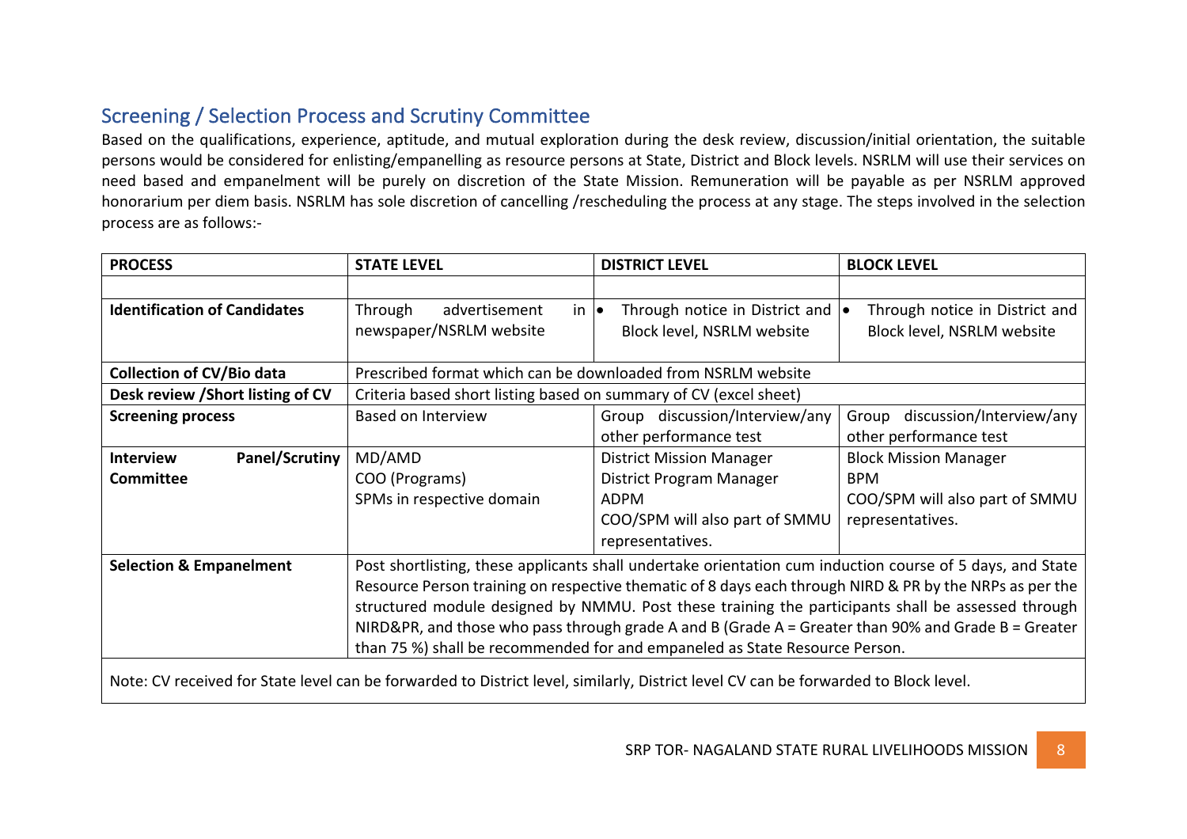## Screening / Selection Process and Scrutiny Committee

Based on the qualifications, experience, aptitude, and mutual exploration during the desk review, discussion/initial orientation, the suitable persons would be considered for enlisting/empanelling as resource persons at State, District and Block levels. NSRLM will use their services on need based and empanelment will be purely on discretion of the State Mission. Remuneration will be payable as per NSRLM approved honorarium per diem basis. NSRLM has sole discretion of cancelling /rescheduling the process at any stage. The steps involved in the selection process are as follows:-

| PROCESS | STATE LEVEL | DISTRICT LEVEL | BLOCK LEVEL |
|---|---|---|---|
| | | | |
| **Identification of Candidates** | Through advertisement in newspaper/NSRLM website | • Through notice in District and Block level, NSRLM website | • Through notice in District and Block level, NSRLM website |
| **Collection of CV/Bio data** | Prescribed format which can be downloaded from NSRLM website | | |
| **Desk review /Short listing of CV** | Criteria based short listing based on summary of CV (excel sheet) | | |
| **Screening process** | Based on Interview | Group discussion/Interview/any other performance test | Group discussion/Interview/any other performance test |
| **Interview Panel/Scrutiny Committee** | MD/AMD<br>COO (Programs)<br>SPMs in respective domain | District Mission Manager<br>District Program Manager<br>ADPM<br>COO/SPM will also part of SMMU representatives. | Block Mission Manager<br>BPM<br>COO/SPM will also part of SMMU representatives. |
| **Selection & Empanelment** | Post shortlisting, these applicants shall undertake orientation cum induction course of 5 days, and State Resource Person training on respective thematic of 8 days each through NIRD & PR by the NRPs as per the structured module designed by NMMU. Post these training the participants shall be assessed through NIRD&PR, and those who pass through grade A and B (Grade A = Greater than 90% and Grade B = Greater than 75 %) shall be recommended for and empaneled as State Resource Person. | | |

Note: CV received for State level can be forwarded to District level, similarly, District level CV can be forwarded to Block level.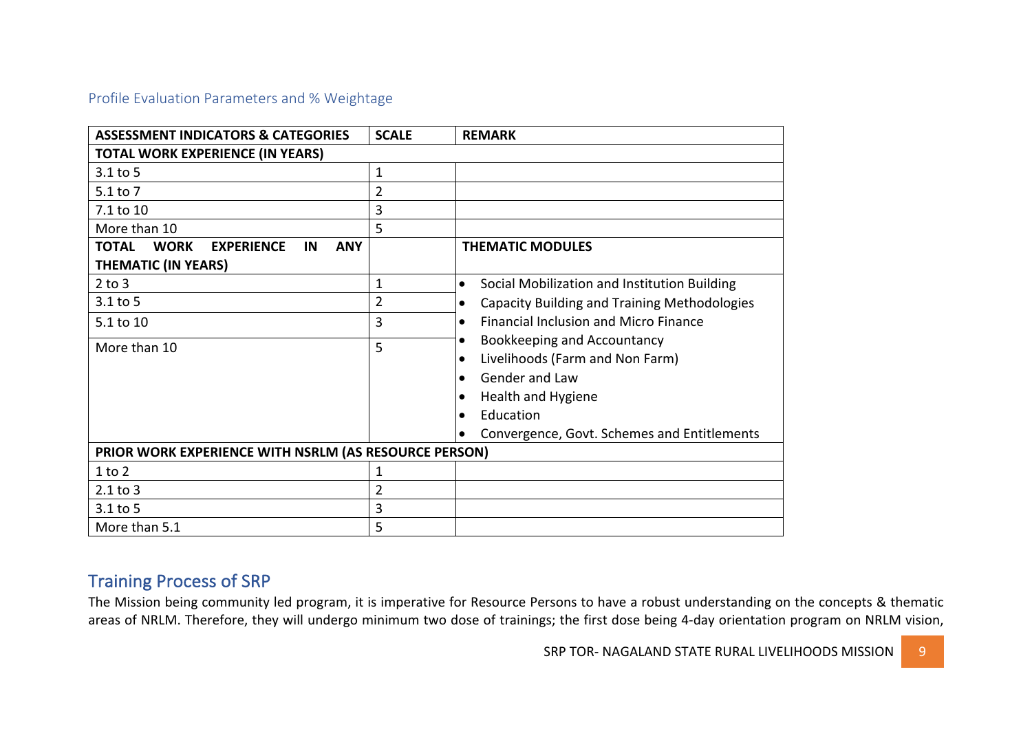### Profile Evaluation Parameters and % Weightage

| ASSESSMENT INDICATORS & CATEGORIES | SCALE | REMARK |
|---|---|---|
| **TOTAL WORK EXPERIENCE (IN YEARS)** | | |
| 3.1 to 5 | 1 | |
| 5.1 to 7 | 2 | |
| 7.1 to 10 | 3 | |
| More than 10 | 5 | |
| **TOTAL WORK EXPERIENCE IN ANY THEMATIC (IN YEARS)** | | **THEMATIC MODULES** |
| 2 to 3 | 1 | • Social Mobilization and Institution Building<br>• Capacity Building and Training Methodologies<br>• Financial Inclusion and Micro Finance<br>• Bookkeeping and Accountancy<br>• Livelihoods (Farm and Non Farm)<br>• Gender and Law<br>• Health and Hygiene<br>• Education<br>• Convergence, Govt. Schemes and Entitlements |
| 3.1 to 5 | 2 | |
| 5.1 to 10 | 3 | |
| More than 10 | 5 | |
| **PRIOR WORK EXPERIENCE WITH NSRLM (AS RESOURCE PERSON)** | | |
| 1 to 2 | 1 | |
| 2.1 to 3 | 2 | |
| 3.1 to 5 | 3 | |
| More than 5.1 | 5 | |

## Training Process of SRP

The Mission being community led program, it is imperative for Resource Persons to have a robust understanding on the concepts & thematic areas of NRLM. Therefore, they will undergo minimum two dose of trainings; the first dose being 4-day orientation program on NRLM vision,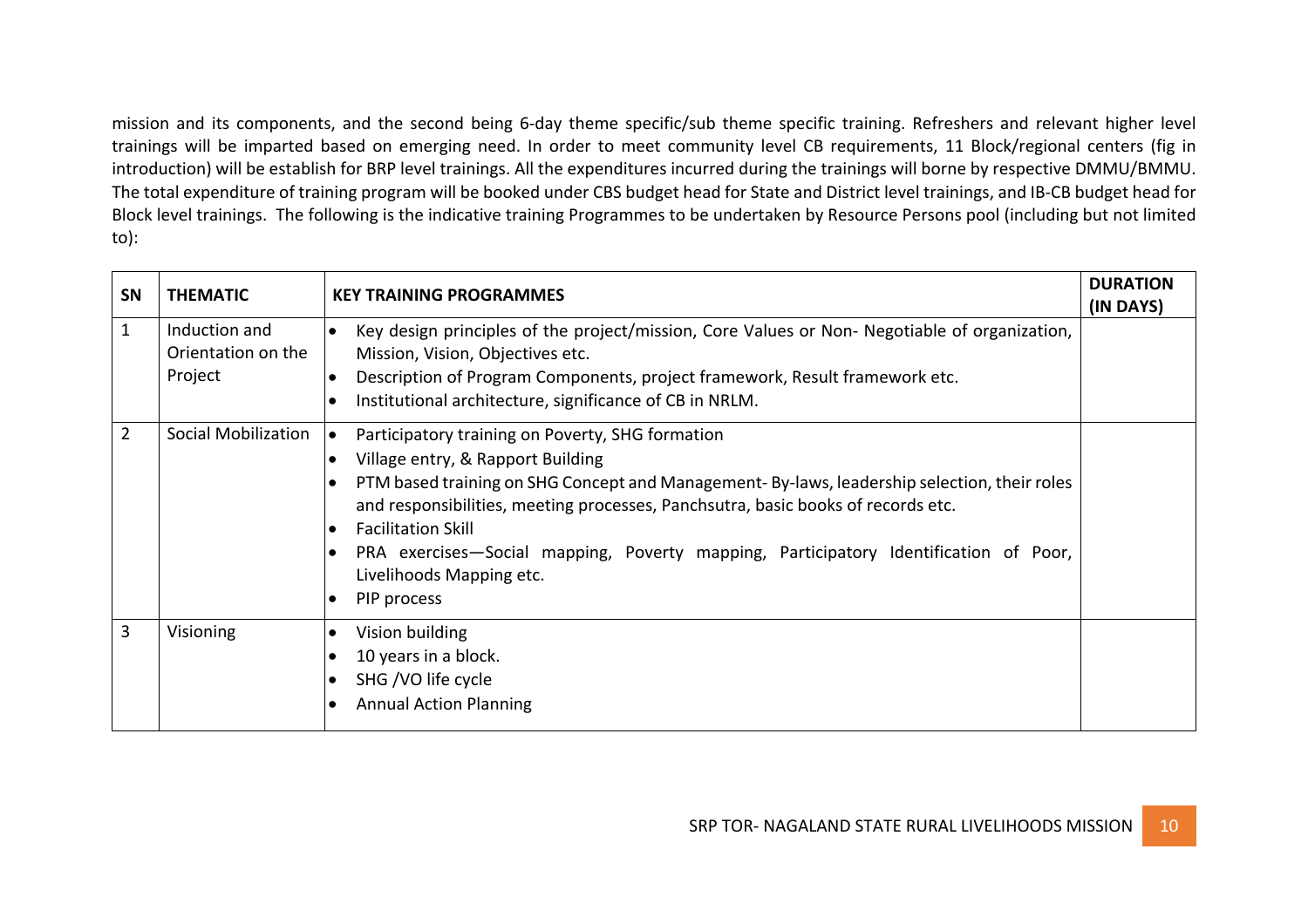mission and its components, and the second being 6-day theme specific/sub theme specific training. Refreshers and relevant higher level trainings will be imparted based on emerging need. In order to meet community level CB requirements, 11 Block/regional centers (fig in introduction) will be establish for BRP level trainings. All the expenditures incurred during the trainings will borne by respective DMMU/BMMU. The total expenditure of training program will be booked under CBS budget head for State and District level trainings, and IB-CB budget head for Block level trainings. The following is the indicative training Programmes to be undertaken by Resource Persons pool (including but not limited to):

| SN | THEMATIC | KEY TRAINING PROGRAMMES | DURATION (IN DAYS) |
|---|---|---|---|
| 1 | Induction and Orientation on the Project | • Key design principles of the project/mission, Core Values or Non- Negotiable of organization, Mission, Vision, Objectives etc.<br>• Description of Program Components, project framework, Result framework etc.<br>• Institutional architecture, significance of CB in NRLM. | |
| 2 | Social Mobilization | • Participatory training on Poverty, SHG formation<br>• Village entry, & Rapport Building<br>• PTM based training on SHG Concept and Management- By-laws, leadership selection, their roles and responsibilities, meeting processes, Panchsutra, basic books of records etc.<br>• Facilitation Skill<br>• PRA exercises—Social mapping, Poverty mapping, Participatory Identification of Poor, Livelihoods Mapping etc.<br>• PIP process | |
| 3 | Visioning | • Vision building<br>• 10 years in a block.<br>• SHG /VO life cycle<br>• Annual Action Planning | |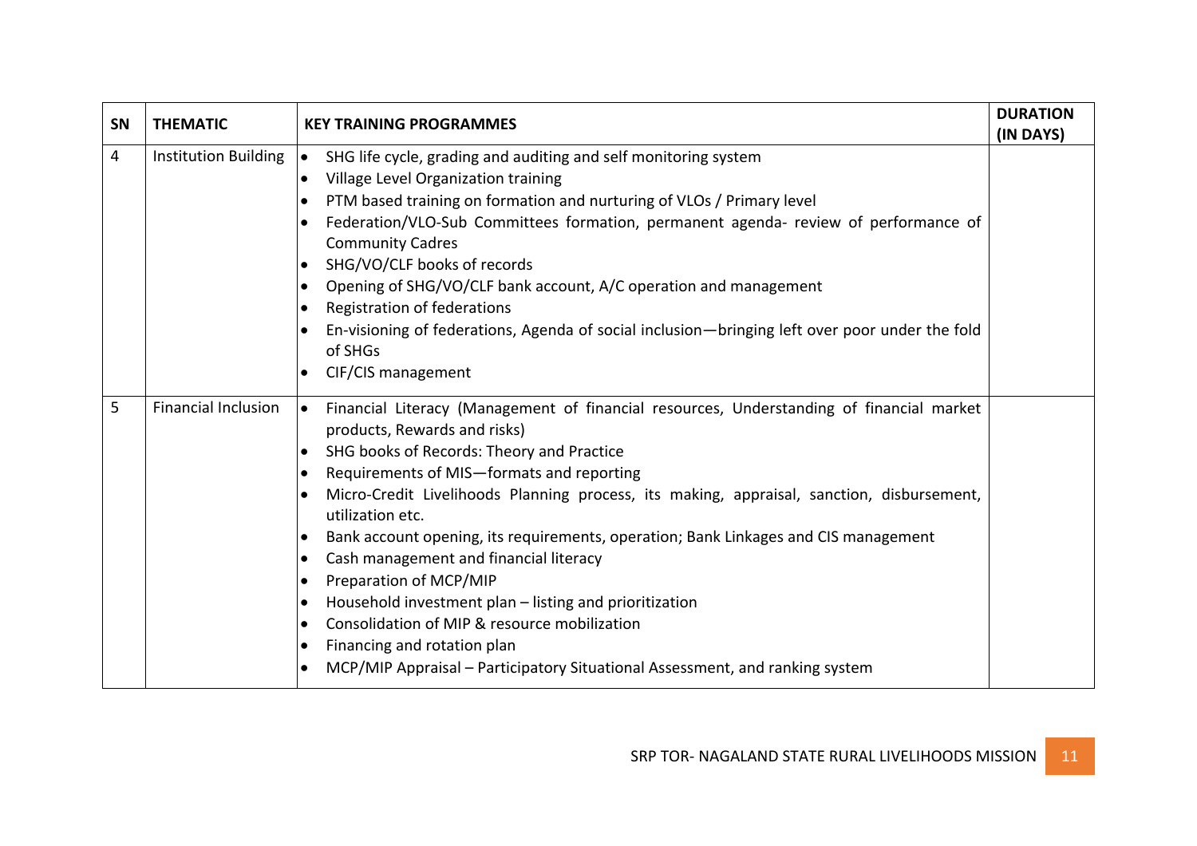| SN | THEMATIC | KEY TRAINING PROGRAMMES | DURATION (IN DAYS) |
|---|---|---|---|
| 4 | Institution Building | • SHG life cycle, grading and auditing and self monitoring system<br>• Village Level Organization training<br>• PTM based training on formation and nurturing of VLOs / Primary level<br>• Federation/VLO-Sub Committees formation, permanent agenda- review of performance of Community Cadres<br>• SHG/VO/CLF books of records<br>• Opening of SHG/VO/CLF bank account, A/C operation and management<br>• Registration of federations<br>• En-visioning of federations, Agenda of social inclusion—bringing left over poor under the fold of SHGs<br>• CIF/CIS management | |
| 5 | Financial Inclusion | • Financial Literacy (Management of financial resources, Understanding of financial market products, Rewards and risks)<br>• SHG books of Records: Theory and Practice<br>• Requirements of MIS—formats and reporting<br>• Micro-Credit Livelihoods Planning process, its making, appraisal, sanction, disbursement, utilization etc.<br>• Bank account opening, its requirements, operation; Bank Linkages and CIS management<br>• Cash management and financial literacy<br>• Preparation of MCP/MIP<br>• Household investment plan – listing and prioritization<br>• Consolidation of MIP & resource mobilization<br>• Financing and rotation plan<br>• MCP/MIP Appraisal – Participatory Situational Assessment, and ranking system | |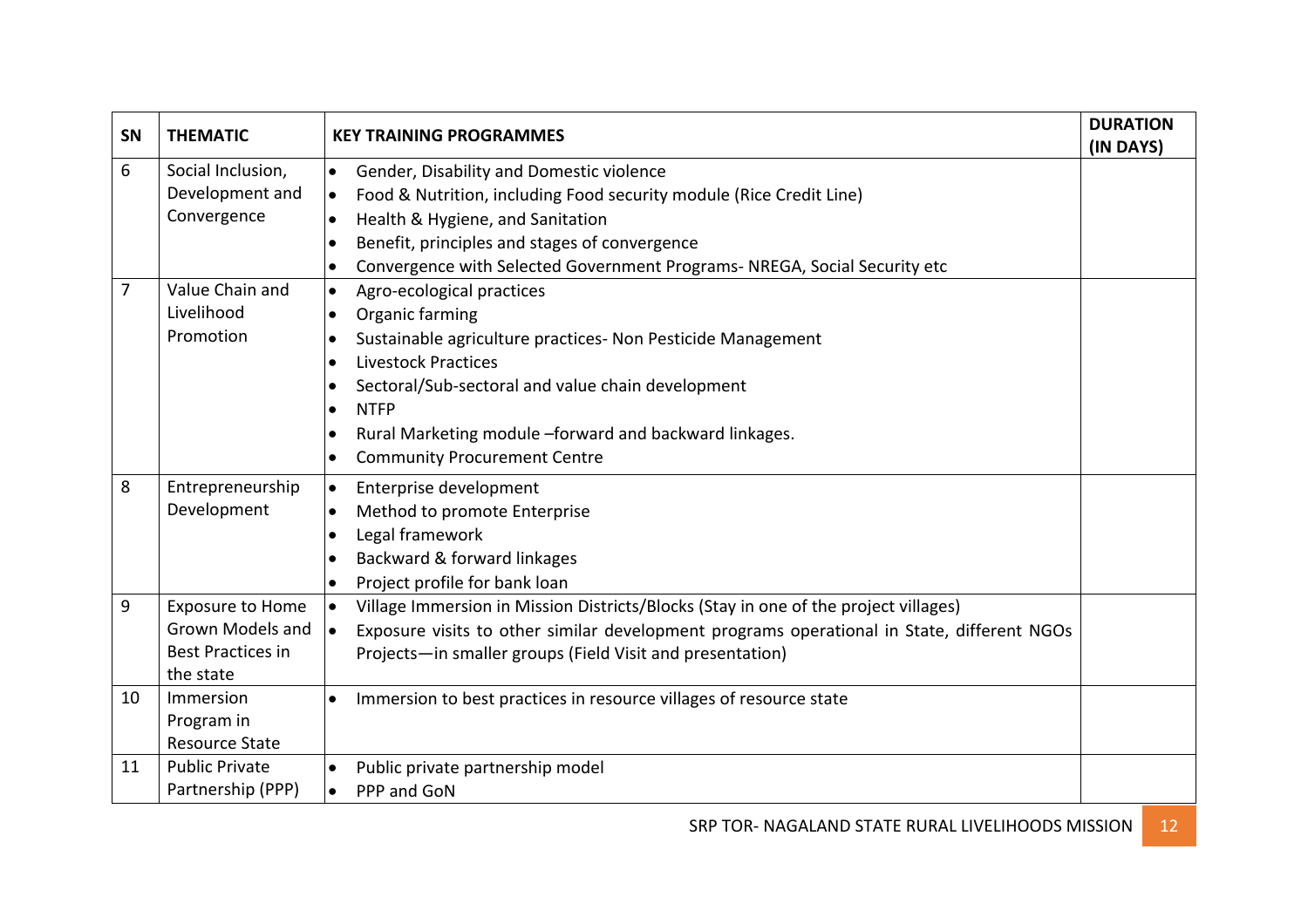| SN | THEMATIC | KEY TRAINING PROGRAMMES | DURATION (IN DAYS) |
|---|---|---|---|
| 6 | Social Inclusion, Development and Convergence | • Gender, Disability and Domestic violence<br>• Food & Nutrition, including Food security module (Rice Credit Line)<br>• Health & Hygiene, and Sanitation<br>• Benefit, principles and stages of convergence<br>• Convergence with Selected Government Programs- NREGA, Social Security etc | |
| 7 | Value Chain and Livelihood Promotion | • Agro-ecological practices<br>• Organic farming<br>• Sustainable agriculture practices- Non Pesticide Management<br>• Livestock Practices<br>• Sectoral/Sub-sectoral and value chain development<br>• NTFP<br>• Rural Marketing module –forward and backward linkages.<br>• Community Procurement Centre | |
| 8 | Entrepreneurship Development | • Enterprise development<br>• Method to promote Enterprise<br>• Legal framework<br>• Backward & forward linkages<br>• Project profile for bank loan | |
| 9 | Exposure to Home Grown Models and Best Practices in the state | • Village Immersion in Mission Districts/Blocks (Stay in one of the project villages)<br>• Exposure visits to other similar development programs operational in State, different NGOs Projects—in smaller groups (Field Visit and presentation) | |
| 10 | Immersion Program in Resource State | • Immersion to best practices in resource villages of resource state | |
| 11 | Public Private Partnership (PPP) | • Public private partnership model<br>• PPP and GoN | |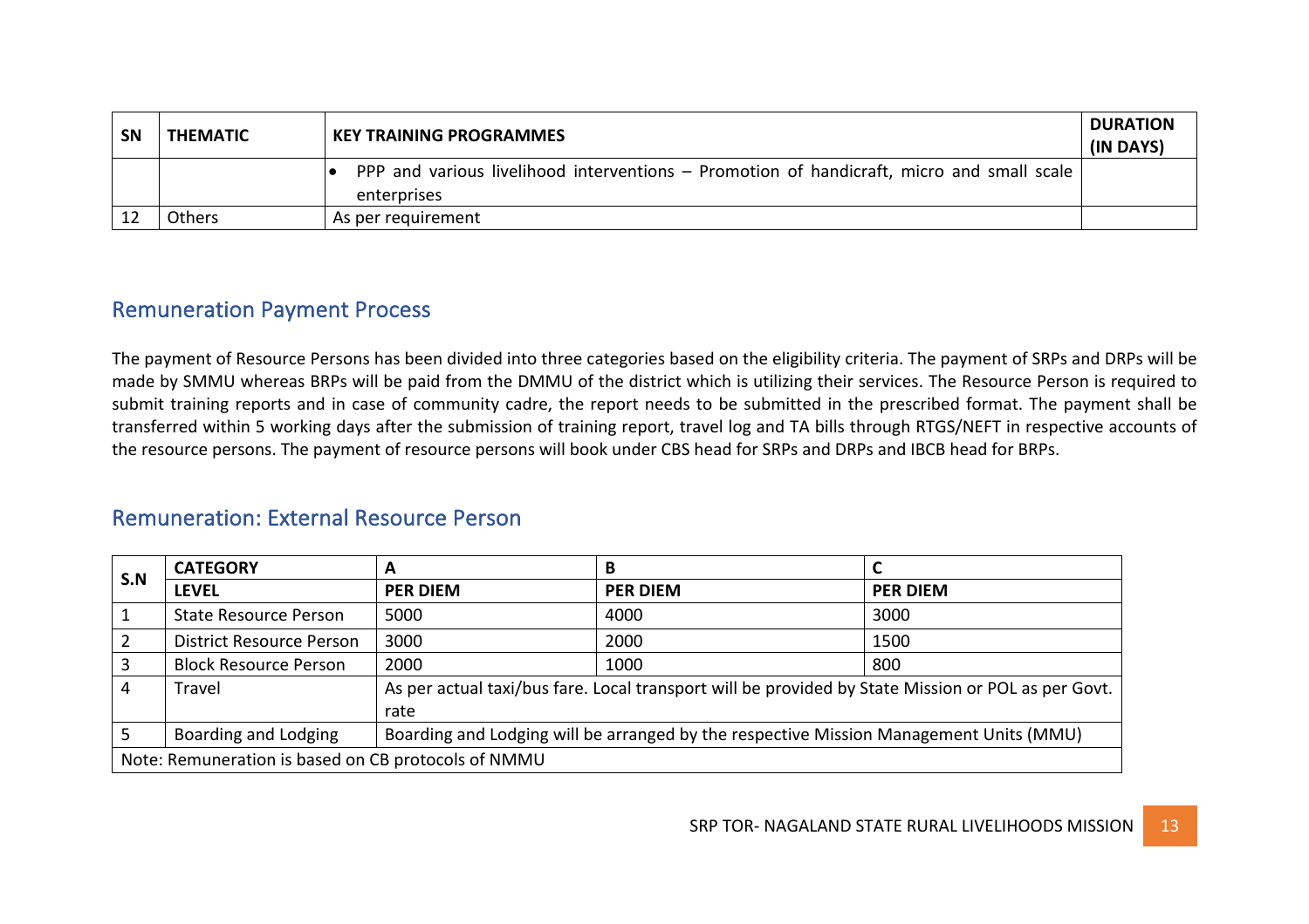| SN | THEMATIC | KEY TRAINING PROGRAMMES | DURATION (IN DAYS) |
|---|---|---|---|
| | | • PPP and various livelihood interventions – Promotion of handicraft, micro and small scale enterprises | |
| 12 | Others | As per requirement | |

## Remuneration Payment Process

The payment of Resource Persons has been divided into three categories based on the eligibility criteria. The payment of SRPs and DRPs will be made by SMMU whereas BRPs will be paid from the DMMU of the district which is utilizing their services. The Resource Person is required to submit training reports and in case of community cadre, the report needs to be submitted in the prescribed format. The payment shall be transferred within 5 working days after the submission of training report, travel log and TA bills through RTGS/NEFT in respective accounts of the resource persons. The payment of resource persons will book under CBS head for SRPs and DRPs and IBCB head for BRPs.

## Remuneration: External Resource Person

| S.N | CATEGORY | A | B | C |
|---|---|---|---|---|
| | **LEVEL** | **PER DIEM** | **PER DIEM** | **PER DIEM** |
| 1 | State Resource Person | 5000 | 4000 | 3000 |
| 2 | District Resource Person | 3000 | 2000 | 1500 |
| 3 | Block Resource Person | 2000 | 1000 | 800 |
| 4 | Travel | As per actual taxi/bus fare. Local transport will be provided by State Mission or POL as per Govt. rate | | |
| 5 | Boarding and Lodging | Boarding and Lodging will be arranged by the respective Mission Management Units (MMU) | | |
| Note: Remuneration is based on CB protocols of NMMU | | | | |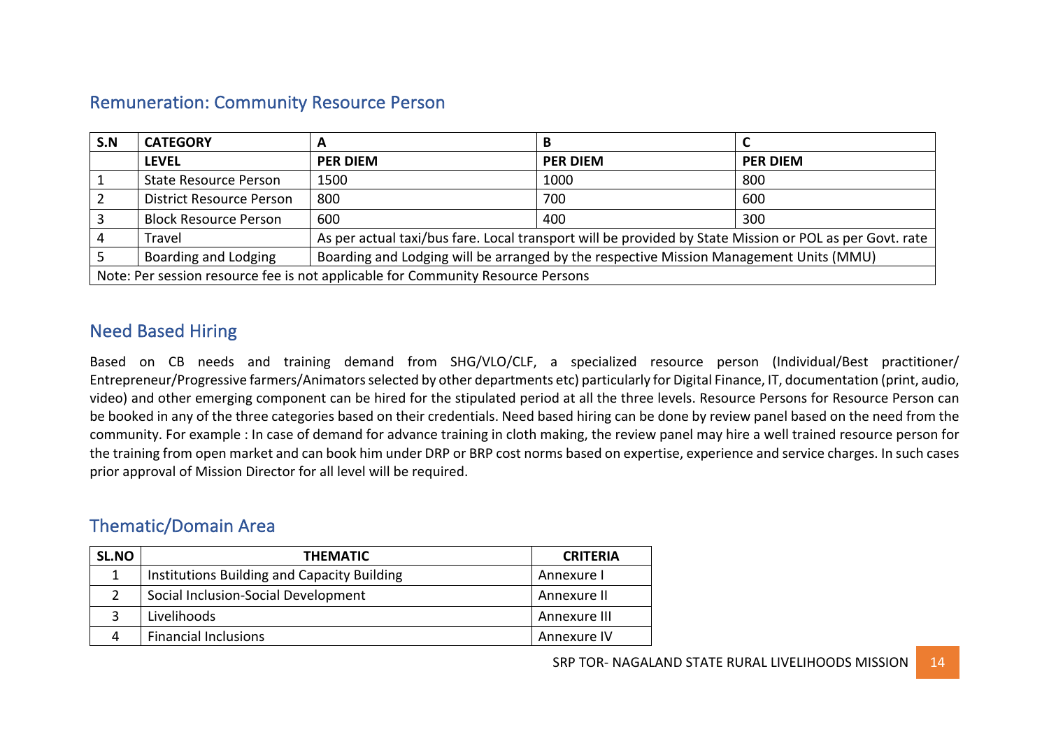## Remuneration: Community Resource Person

| S.N | CATEGORY | A | B | C |
|---|---|---|---|---|
| | **LEVEL** | **PER DIEM** | **PER DIEM** | **PER DIEM** |
| 1 | State Resource Person | 1500 | 1000 | 800 |
| 2 | District Resource Person | 800 | 700 | 600 |
| 3 | Block Resource Person | 600 | 400 | 300 |
| 4 | Travel | As per actual taxi/bus fare. Local transport will be provided by State Mission or POL as per Govt. rate | | |
| 5 | Boarding and Lodging | Boarding and Lodging will be arranged by the respective Mission Management Units (MMU) | | |
| Note: Per session resource fee is not applicable for Community Resource Persons | | | | |

## Need Based Hiring

Based on CB needs and training demand from SHG/VLO/CLF, a specialized resource person (Individual/Best practitioner/ Entrepreneur/Progressive farmers/Animators selected by other departments etc) particularly for Digital Finance, IT, documentation (print, audio, video) and other emerging component can be hired for the stipulated period at all the three levels. Resource Persons for Resource Person can be booked in any of the three categories based on their credentials. Need based hiring can be done by review panel based on the need from the community. For example : In case of demand for advance training in cloth making, the review panel may hire a well trained resource person for the training from open market and can book him under DRP or BRP cost norms based on expertise, experience and service charges. In such cases prior approval of Mission Director for all level will be required.

## Thematic/Domain Area

| SL.NO | THEMATIC | CRITERIA |
|---|---|---|
| 1 | Institutions Building and Capacity Building | Annexure I |
| 2 | Social Inclusion-Social Development | Annexure II |
| 3 | Livelihoods | Annexure III |
| 4 | Financial Inclusions | Annexure IV |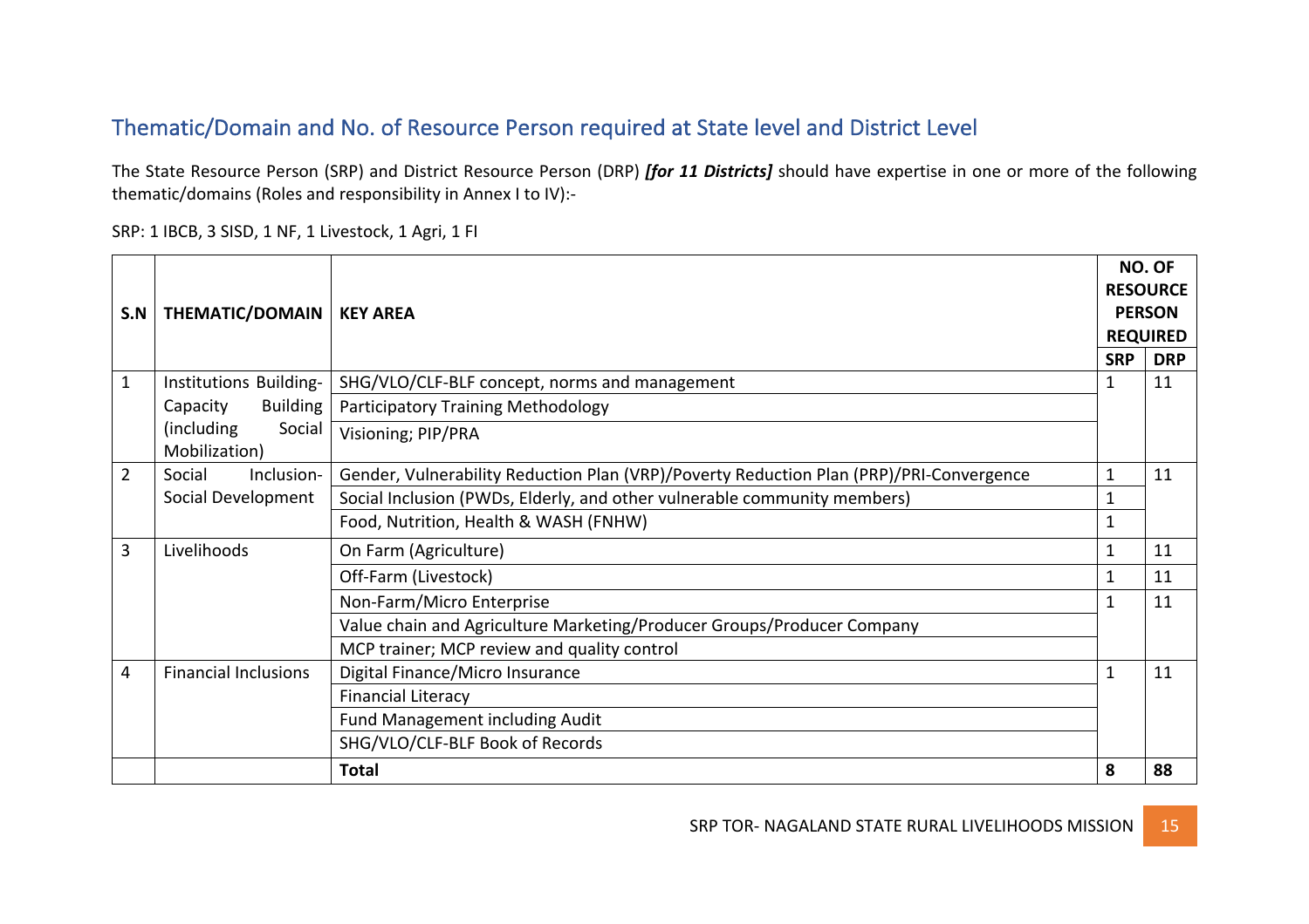## Thematic/Domain and No. of Resource Person required at State level and District Level

The State Resource Person (SRP) and District Resource Person (DRP) ***[for 11 Districts]*** should have expertise in one or more of the following thematic/domains (Roles and responsibility in Annex I to IV):-

SRP: 1 IBCB, 3 SISD, 1 NF, 1 Livestock, 1 Agri, 1 FI

| S.N | THEMATIC/DOMAIN | KEY AREA | NO. OF RESOURCE PERSON REQUIRED | |
|---|---|---|---|---|
| | | | **SRP** | **DRP** |
| 1 | Institutions Building-Capacity Building (including Social Mobilization) | SHG/VLO/CLF-BLF concept, norms and management | 1 | 11 |
| | | Participatory Training Methodology | | |
| | | Visioning; PIP/PRA | | |
| 2 | Social Inclusion-Social Development | Gender, Vulnerability Reduction Plan (VRP)/Poverty Reduction Plan (PRP)/PRI-Convergence | 1 | 11 |
| | | Social Inclusion (PWDs, Elderly, and other vulnerable community members) | 1 | |
| | | Food, Nutrition, Health & WASH (FNHW) | 1 | |
| 3 | Livelihoods | On Farm (Agriculture) | 1 | 11 |
| | | Off-Farm (Livestock) | 1 | 11 |
| | | Non-Farm/Micro Enterprise | 1 | 11 |
| | | Value chain and Agriculture Marketing/Producer Groups/Producer Company | | |
| | | MCP trainer; MCP review and quality control | | |
| 4 | Financial Inclusions | Digital Finance/Micro Insurance | 1 | 11 |
| | | Financial Literacy | | |
| | | Fund Management including Audit | | |
| | | SHG/VLO/CLF-BLF Book of Records | | |
| | | **Total** | **8** | **88** |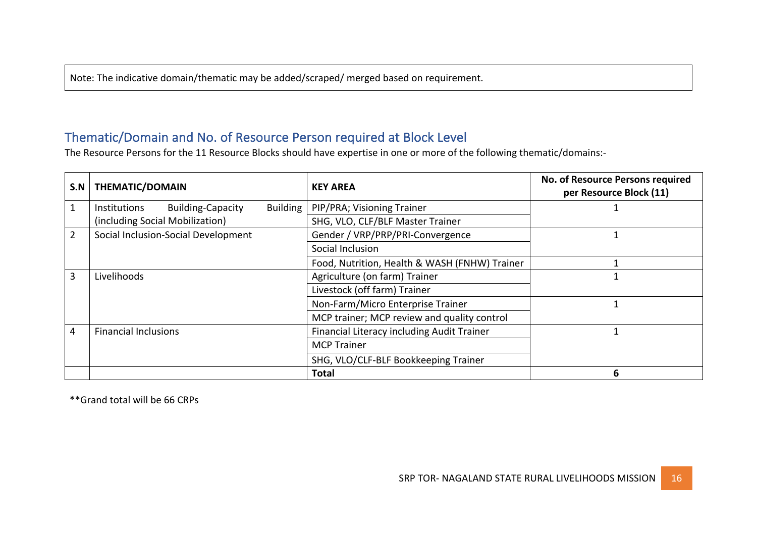Note: The indicative domain/thematic may be added/scraped/ merged based on requirement.

## Thematic/Domain and No. of Resource Person required at Block Level

The Resource Persons for the 11 Resource Blocks should have expertise in one or more of the following thematic/domains:-

| S.N | THEMATIC/DOMAIN | KEY AREA | No. of Resource Persons required per Resource Block (11) |
|---|---|---|---|
| 1 | Institutions Building-Capacity Building (including Social Mobilization) | PIP/PRA; Visioning Trainer | 1 |
| | | SHG, VLO, CLF/BLF Master Trainer | |
| 2 | Social Inclusion-Social Development | Gender / VRP/PRP/PRI-Convergence | 1 |
| | | Social Inclusion | |
| | | Food, Nutrition, Health & WASH (FNHW) Trainer | 1 |
| 3 | Livelihoods | Agriculture (on farm) Trainer | 1 |
| | | Livestock (off farm) Trainer | |
| | | Non-Farm/Micro Enterprise Trainer | 1 |
| | | MCP trainer; MCP review and quality control | |
| 4 | Financial Inclusions | Financial Literacy including Audit Trainer | 1 |
| | | MCP Trainer | |
| | | SHG, VLO/CLF-BLF Bookkeeping Trainer | |
| | | **Total** | **6** |

**Grand total will be 66 CRPs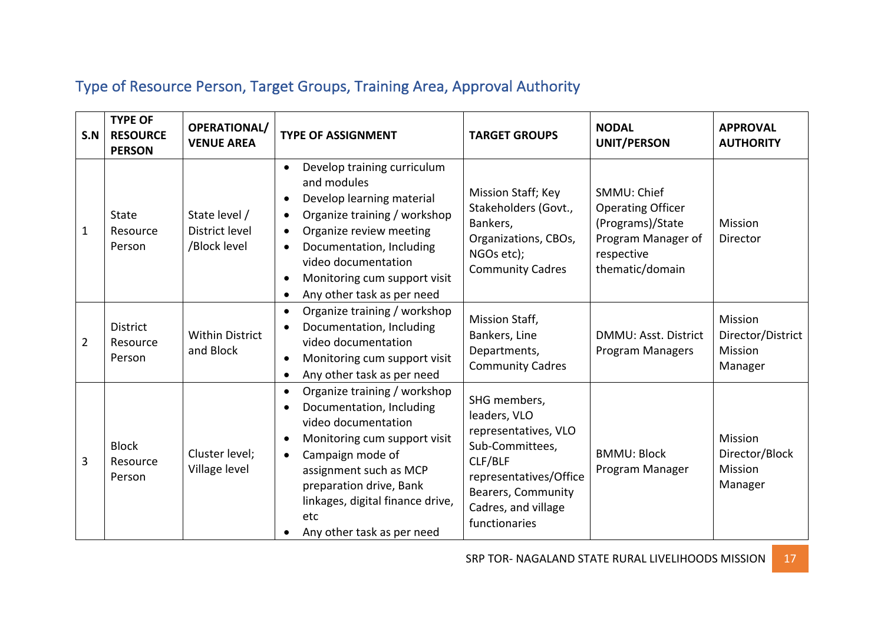## Type of Resource Person, Target Groups, Training Area, Approval Authority

| S.N | TYPE OF RESOURCE PERSON | OPERATIONAL/ VENUE AREA | TYPE OF ASSIGNMENT | TARGET GROUPS | NODAL UNIT/PERSON | APPROVAL AUTHORITY |
|---|---|---|---|---|---|---|
| 1 | State Resource Person | State level / District level /Block level | • Develop training curriculum and modules<br>• Develop learning material<br>• Organize training / workshop<br>• Organize review meeting<br>• Documentation, Including video documentation<br>• Monitoring cum support visit<br>• Any other task as per need | Mission Staff; Key Stakeholders (Govt., Bankers, Organizations, CBOs, NGOs etc); Community Cadres | SMMU: Chief Operating Officer (Programs)/State Program Manager of respective thematic/domain | Mission Director |
| 2 | District Resource Person | Within District and Block | • Organize training / workshop<br>• Documentation, Including video documentation<br>• Monitoring cum support visit<br>• Any other task as per need | Mission Staff, Bankers, Line Departments, Community Cadres | DMMU: Asst. District Program Managers | Mission Director/District Mission Manager |
| 3 | Block Resource Person | Cluster level; Village level | • Organize training / workshop<br>• Documentation, Including video documentation<br>• Monitoring cum support visit<br>• Campaign mode of assignment such as MCP preparation drive, Bank linkages, digital finance drive, etc<br>• Any other task as per need | SHG members, leaders, VLO representatives, VLO Sub-Committees, CLF/BLF representatives/Office Bearers, Community Cadres, and village functionaries | BMMU: Block Program Manager | Mission Director/Block Mission Manager |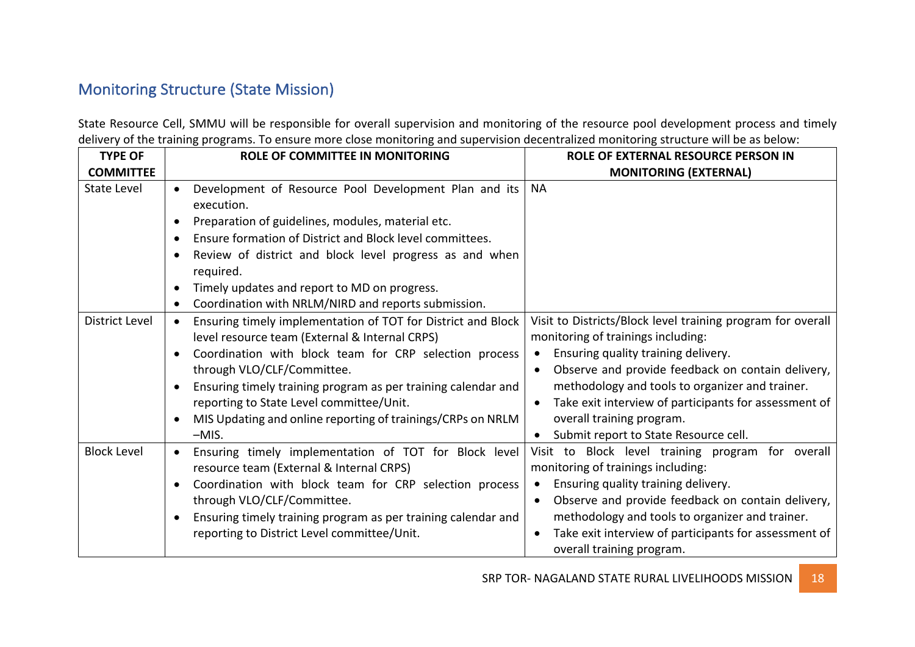## Monitoring Structure (State Mission)

State Resource Cell, SMMU will be responsible for overall supervision and monitoring of the resource pool development process and timely delivery of the training programs. To ensure more close monitoring and supervision decentralized monitoring structure will be as below:

| TYPE OF COMMITTEE | ROLE OF COMMITTEE IN MONITORING | ROLE OF EXTERNAL RESOURCE PERSON IN MONITORING (EXTERNAL) |
|---|---|---|
| State Level | • Development of Resource Pool Development Plan and its execution.<br>• Preparation of guidelines, modules, material etc.<br>• Ensure formation of District and Block level committees.<br>• Review of district and block level progress as and when required.<br>• Timely updates and report to MD on progress.<br>• Coordination with NRLM/NIRD and reports submission. | NA |
| District Level | • Ensuring timely implementation of TOT for District and Block level resource team (External & Internal CRPS)<br>• Coordination with block team for CRP selection process through VLO/CLF/Committee.<br>• Ensuring timely training program as per training calendar and reporting to State Level committee/Unit.<br>• MIS Updating and online reporting of trainings/CRPs on NRLM –MIS. | Visit to Districts/Block level training program for overall monitoring of trainings including:<br>• Ensuring quality training delivery.<br>• Observe and provide feedback on contain delivery, methodology and tools to organizer and trainer.<br>• Take exit interview of participants for assessment of overall training program.<br>• Submit report to State Resource cell. |
| Block Level | • Ensuring timely implementation of TOT for Block level resource team (External & Internal CRPS)<br>• Coordination with block team for CRP selection process through VLO/CLF/Committee.<br>• Ensuring timely training program as per training calendar and reporting to District Level committee/Unit. | Visit to Block level training program for overall monitoring of trainings including:<br>• Ensuring quality training delivery.<br>• Observe and provide feedback on contain delivery, methodology and tools to organizer and trainer.<br>• Take exit interview of participants for assessment of overall training program. |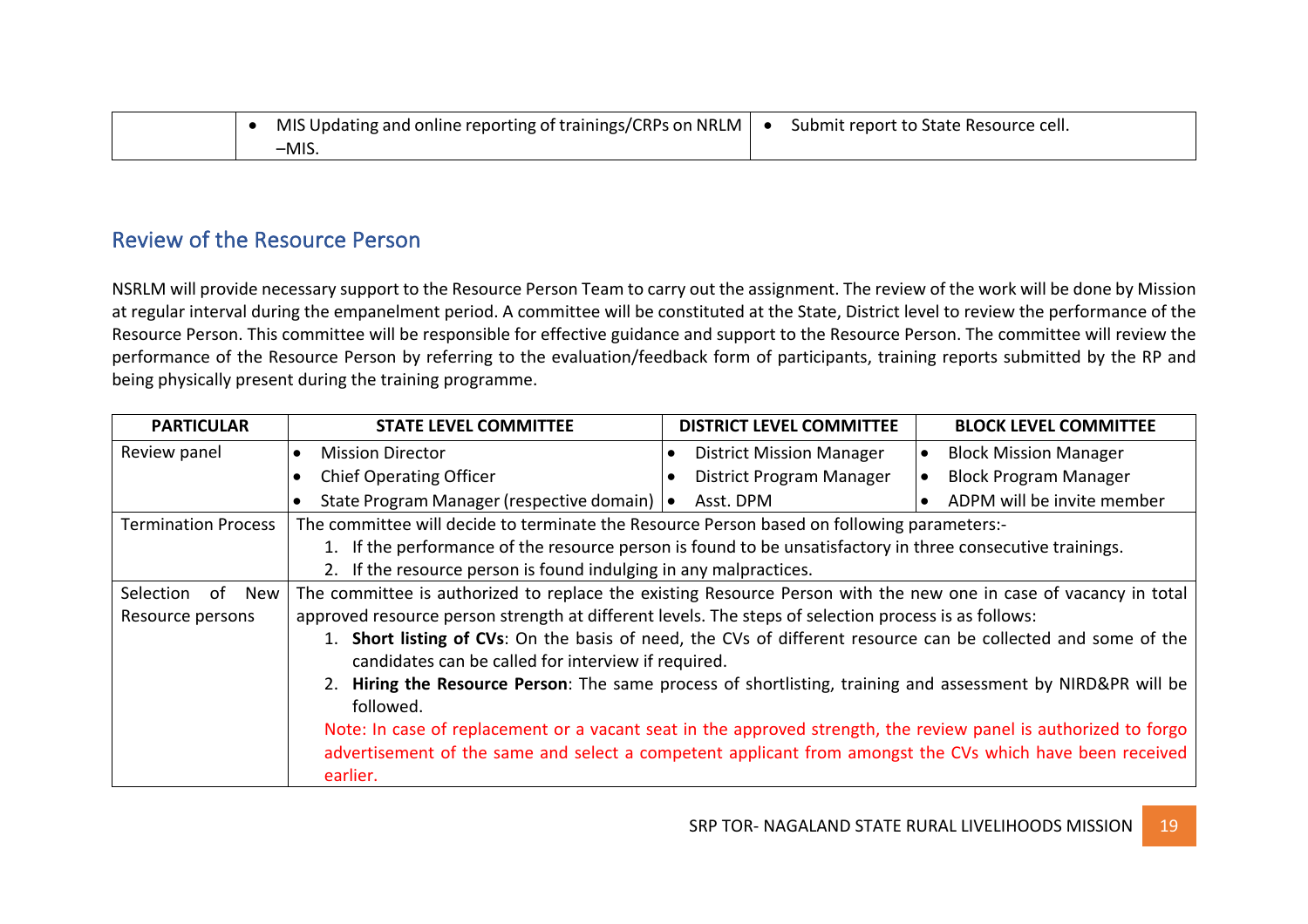| | • MIS Updating and online reporting of trainings/CRPs on NRLM –MIS. | • Submit report to State Resource cell. |
|---|---|---|

## Review of the Resource Person

NSRLM will provide necessary support to the Resource Person Team to carry out the assignment. The review of the work will be done by Mission at regular interval during the empanelment period. A committee will be constituted at the State, District level to review the performance of the Resource Person. This committee will be responsible for effective guidance and support to the Resource Person. The committee will review the performance of the Resource Person by referring to the evaluation/feedback form of participants, training reports submitted by the RP and being physically present during the training programme.

| PARTICULAR | STATE LEVEL COMMITTEE | DISTRICT LEVEL COMMITTEE | BLOCK LEVEL COMMITTEE |
|---|---|---|---|
| Review panel | • Mission Director<br>• Chief Operating Officer<br>• State Program Manager (respective domain) | • District Mission Manager<br>• District Program Manager<br>• Asst. DPM | • Block Mission Manager<br>• Block Program Manager<br>• ADPM will be invite member |
| Termination Process | The committee will decide to terminate the Resource Person based on following parameters:-<br>1. If the performance of the resource person is found to be unsatisfactory in three consecutive trainings.<br>2. If the resource person is found indulging in any malpractices. | | |
| Selection of New Resource persons | The committee is authorized to replace the existing Resource Person with the new one in case of vacancy in total approved resource person strength at different levels. The steps of selection process is as follows:<br>1. **Short listing of CVs**: On the basis of need, the CVs of different resource can be collected and some of the candidates can be called for interview if required.<br>2. **Hiring the Resource Person**: The same process of shortlisting, training and assessment by NIRD&PR will be followed.<br>Note: In case of replacement or a vacant seat in the approved strength, the review panel is authorized to forgo advertisement of the same and select a competent applicant from amongst the CVs which have been received earlier. | | |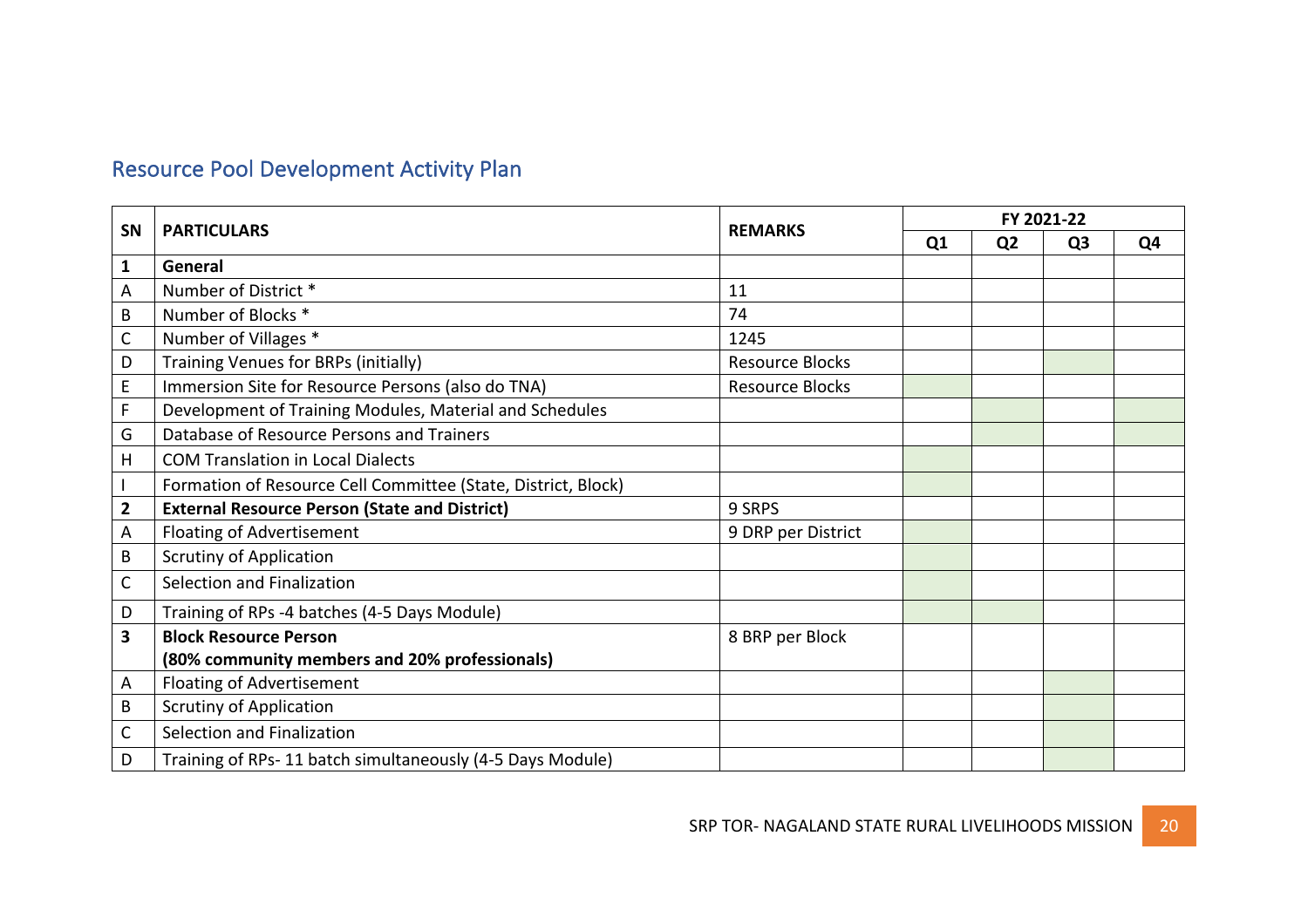## Resource Pool Development Activity Plan

| SN | PARTICULARS | REMARKS | FY 2021-22 | | | |
|---|---|---|---|---|---|---|
| | | | Q1 | Q2 | Q3 | Q4 |
| **1** | **General** | | | | | |
| A | Number of District * | 11 | | | | |
| B | Number of Blocks * | 74 | | | | |
| C | Number of Villages * | 1245 | | | | |
| D | Training Venues for BRPs (initially) | Resource Blocks | | | | |
| E | Immersion Site for Resource Persons (also do TNA) | Resource Blocks | | | | |
| F | Development of Training Modules, Material and Schedules | | | | | |
| G | Database of Resource Persons and Trainers | | | | | |
| H | COM Translation in Local Dialects | | | | | |
| I | Formation of Resource Cell Committee (State, District, Block) | | | | | |
| **2** | **External Resource Person (State and District)** | 9 SRPS | | | | |
| A | Floating of Advertisement | 9 DRP per District | | | | |
| B | Scrutiny of Application | | | | | |
| C | Selection and Finalization | | | | | |
| D | Training of RPs -4 batches (4-5 Days Module) | | | | | |
| **3** | **Block Resource Person (80% community members and 20% professionals)** | 8 BRP per Block | | | | |
| A | Floating of Advertisement | | | | | |
| B | Scrutiny of Application | | | | | |
| C | Selection and Finalization | | | | | |
| D | Training of RPs- 11 batch simultaneously (4-5 Days Module) | | | | | |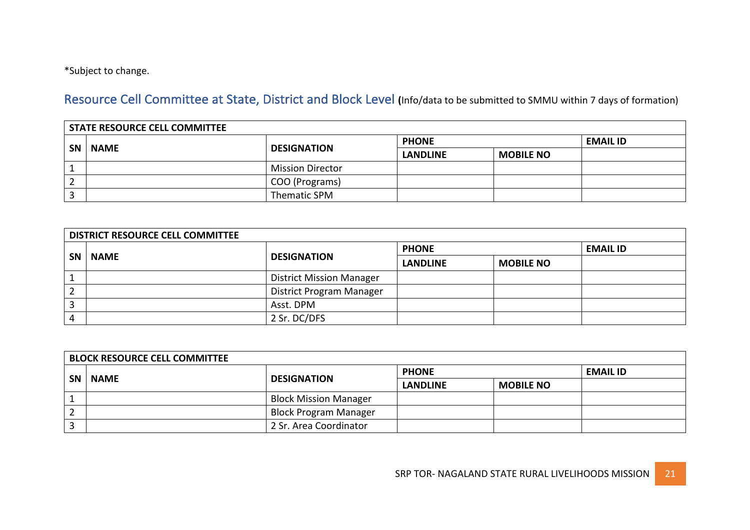*Subject to change.

## Resource Cell Committee at State, District and Block Level (Info/data to be submitted to SMMU within 7 days of formation)

| STATE RESOURCE CELL COMMITTEE | | | | | |
|---|---|---|---|---|---|
| SN | NAME | DESIGNATION | PHONE | | EMAIL ID |
| | | | LANDLINE | MOBILE NO | |
| 1 | | Mission Director | | | |
| 2 | | COO (Programs) | | | |
| 3 | | Thematic SPM | | | |

| DISTRICT RESOURCE CELL COMMITTEE | | | | | |
|---|---|---|---|---|---|
| SN | NAME | DESIGNATION | PHONE | | EMAIL ID |
| | | | LANDLINE | MOBILE NO | |
| 1 | | District Mission Manager | | | |
| 2 | | District Program Manager | | | |
| 3 | | Asst. DPM | | | |
| 4 | | 2 Sr. DC/DFS | | | |

| BLOCK RESOURCE CELL COMMITTEE | | | | | |
|---|---|---|---|---|---|
| SN | NAME | DESIGNATION | PHONE | | EMAIL ID |
| | | | LANDLINE | MOBILE NO | |
| 1 | | Block Mission Manager | | | |
| 2 | | Block Program Manager | | | |
| 3 | | 2 Sr. Area Coordinator | | | |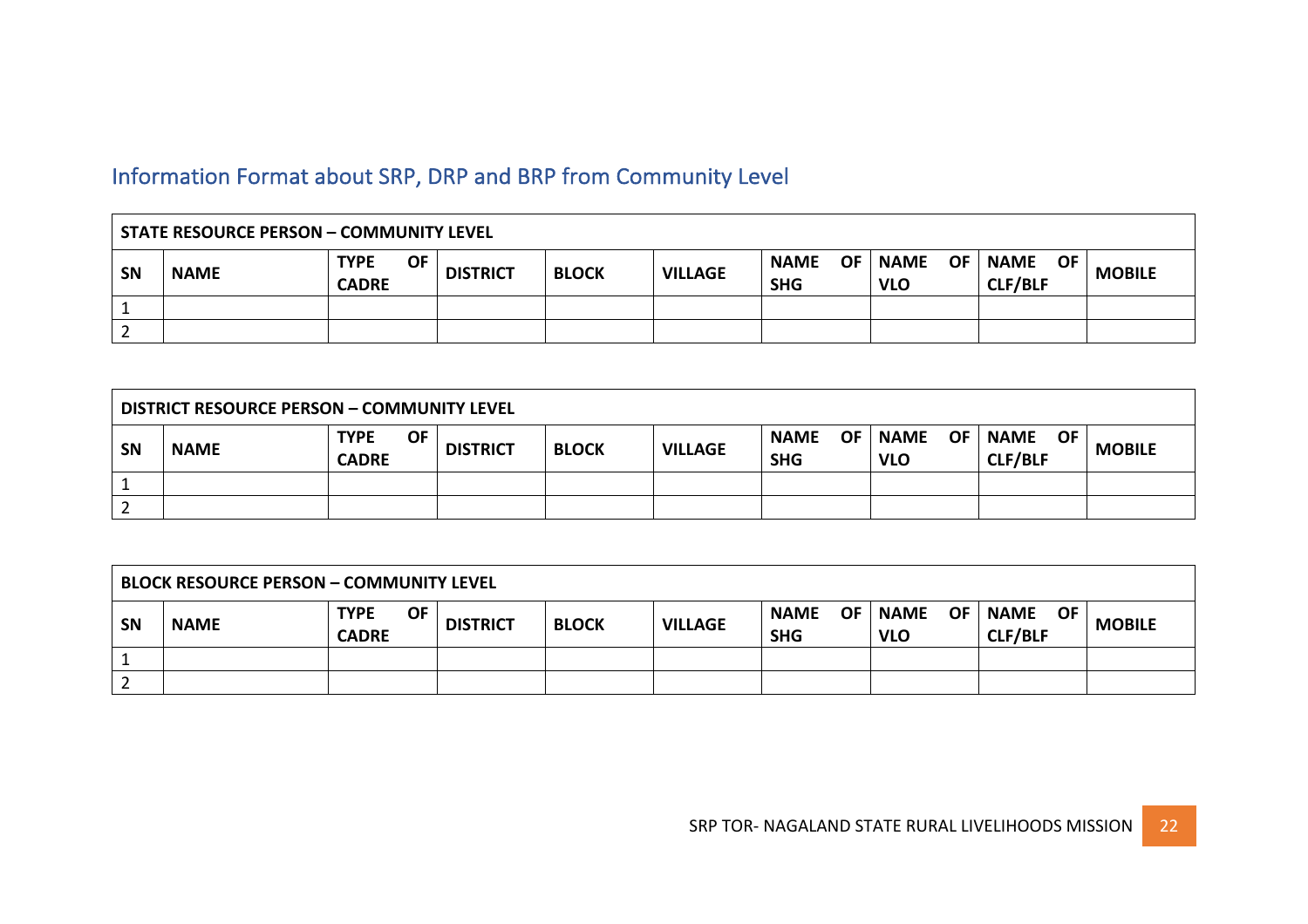## Information Format about SRP, DRP and BRP from Community Level

| STATE RESOURCE PERSON – COMMUNITY LEVEL | | | | | | | | | |
|---|---|---|---|---|---|---|---|---|---|
| **SN** | **NAME** | **TYPE OF CADRE** | **DISTRICT** | **BLOCK** | **VILLAGE** | **NAME OF SHG** | **NAME OF VLO** | **NAME OF CLF/BLF** | **MOBILE** |
| 1 | | | | | | | | | |
| 2 | | | | | | | | | |

| DISTRICT RESOURCE PERSON – COMMUNITY LEVEL | | | | | | | | | |
|---|---|---|---|---|---|---|---|---|---|
| **SN** | **NAME** | **TYPE OF CADRE** | **DISTRICT** | **BLOCK** | **VILLAGE** | **NAME OF SHG** | **NAME OF VLO** | **NAME OF CLF/BLF** | **MOBILE** |
| 1 | | | | | | | | | |
| 2 | | | | | | | | | |

| BLOCK RESOURCE PERSON – COMMUNITY LEVEL | | | | | | | | | |
|---|---|---|---|---|---|---|---|---|---|
| **SN** | **NAME** | **TYPE OF CADRE** | **DISTRICT** | **BLOCK** | **VILLAGE** | **NAME OF SHG** | **NAME OF VLO** | **NAME OF CLF/BLF** | **MOBILE** |
| 1 | | | | | | | | | |
| 2 | | | | | | | | | |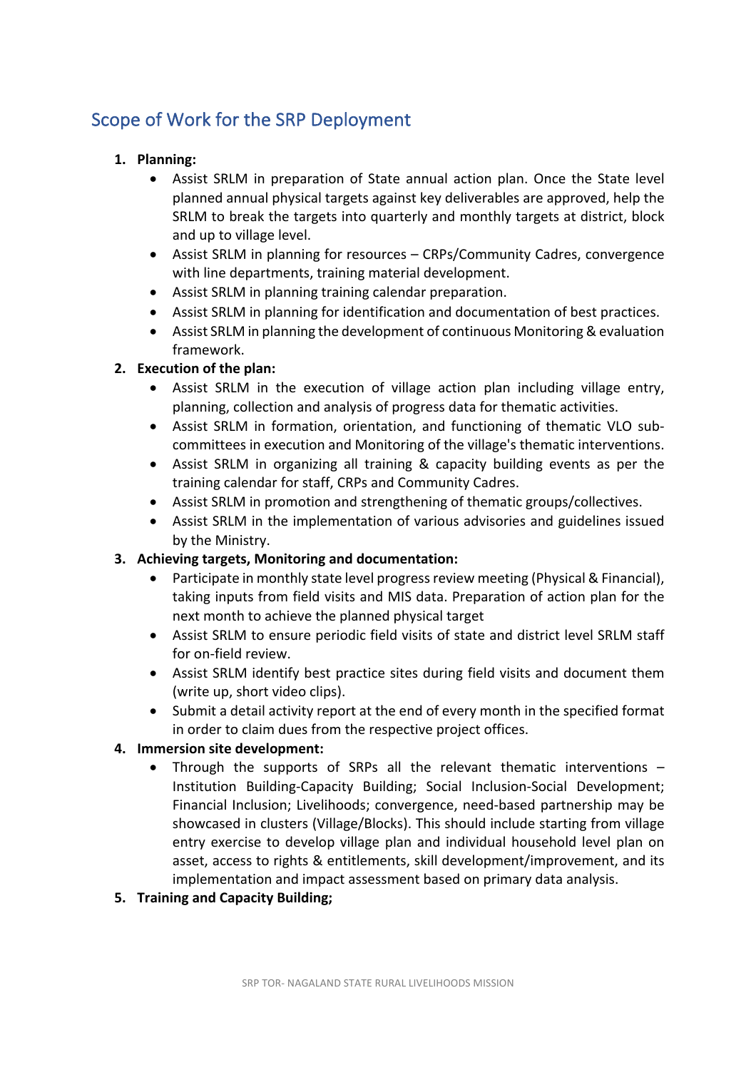## Scope of Work for the SRP Deployment

1. **Planning:**
   - Assist SRLM in preparation of State annual action plan. Once the State level planned annual physical targets against key deliverables are approved, help the SRLM to break the targets into quarterly and monthly targets at district, block and up to village level.
   - Assist SRLM in planning for resources – CRPs/Community Cadres, convergence with line departments, training material development.
   - Assist SRLM in planning training calendar preparation.
   - Assist SRLM in planning for identification and documentation of best practices.
   - Assist SRLM in planning the development of continuous Monitoring & evaluation framework.
2. **Execution of the plan:**
   - Assist SRLM in the execution of village action plan including village entry, planning, collection and analysis of progress data for thematic activities.
   - Assist SRLM in formation, orientation, and functioning of thematic VLO sub-committees in execution and Monitoring of the village's thematic interventions.
   - Assist SRLM in organizing all training & capacity building events as per the training calendar for staff, CRPs and Community Cadres.
   - Assist SRLM in promotion and strengthening of thematic groups/collectives.
   - Assist SRLM in the implementation of various advisories and guidelines issued by the Ministry.
3. **Achieving targets, Monitoring and documentation:**
   - Participate in monthly state level progress review meeting (Physical & Financial), taking inputs from field visits and MIS data. Preparation of action plan for the next month to achieve the planned physical target
   - Assist SRLM to ensure periodic field visits of state and district level SRLM staff for on-field review.
   - Assist SRLM identify best practice sites during field visits and document them (write up, short video clips).
   - Submit a detail activity report at the end of every month in the specified format in order to claim dues from the respective project offices.
4. **Immersion site development:**
   - Through the supports of SRPs all the relevant thematic interventions – Institution Building-Capacity Building; Social Inclusion-Social Development; Financial Inclusion; Livelihoods; convergence, need-based partnership may be showcased in clusters (Village/Blocks). This should include starting from village entry exercise to develop village plan and individual household level plan on asset, access to rights & entitlements, skill development/improvement, and its implementation and impact assessment based on primary data analysis.
5. **Training and Capacity Building;**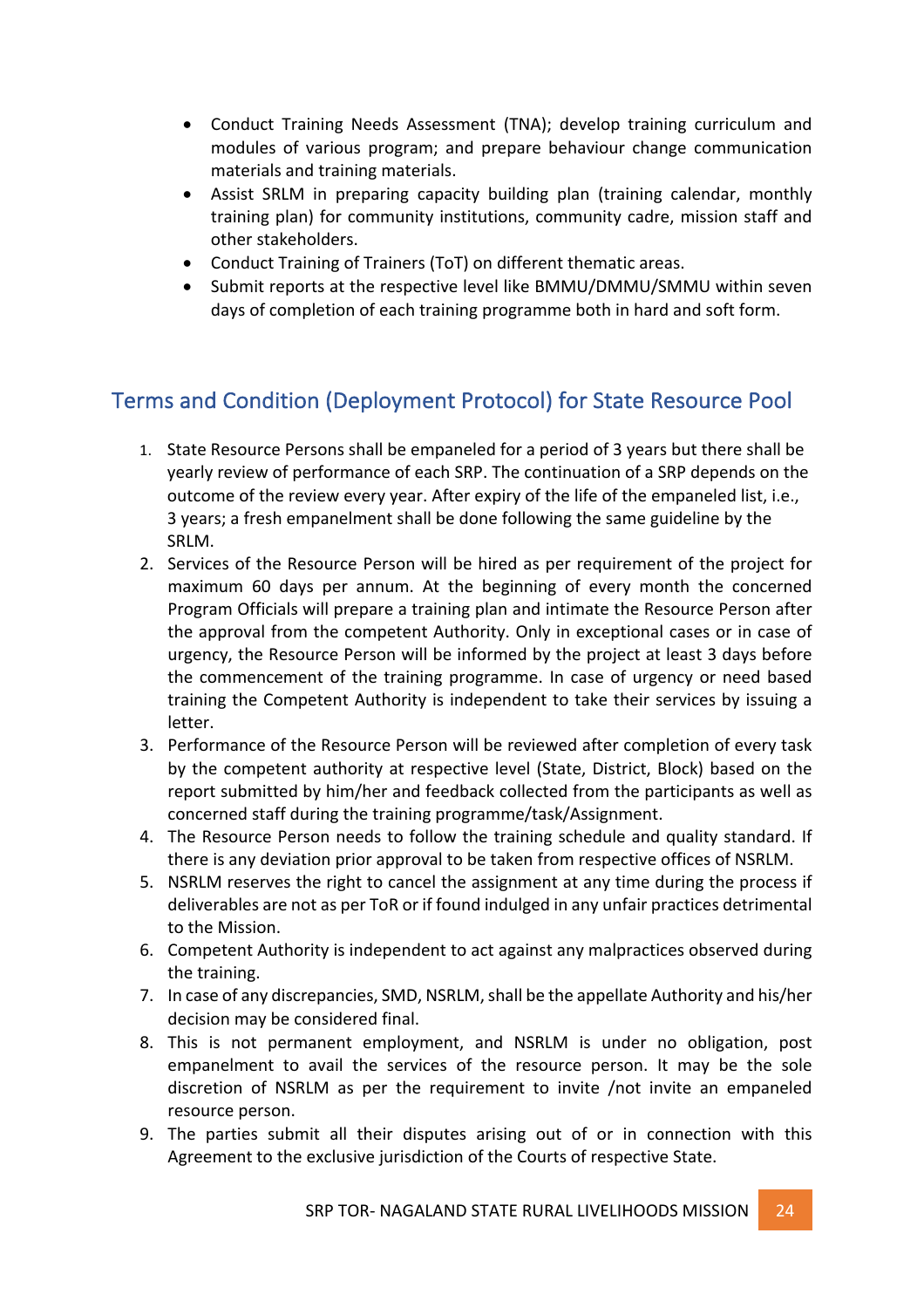- Conduct Training Needs Assessment (TNA); develop training curriculum and modules of various program; and prepare behaviour change communication materials and training materials.
- Assist SRLM in preparing capacity building plan (training calendar, monthly training plan) for community institutions, community cadre, mission staff and other stakeholders.
- Conduct Training of Trainers (ToT) on different thematic areas.
- Submit reports at the respective level like BMMU/DMMU/SMMU within seven days of completion of each training programme both in hard and soft form.

## Terms and Condition (Deployment Protocol) for State Resource Pool

1. State Resource Persons shall be empaneled for a period of 3 years but there shall be yearly review of performance of each SRP. The continuation of a SRP depends on the outcome of the review every year. After expiry of the life of the empaneled list, i.e., 3 years; a fresh empanelment shall be done following the same guideline by the SRLM.
2. Services of the Resource Person will be hired as per requirement of the project for maximum 60 days per annum. At the beginning of every month the concerned Program Officials will prepare a training plan and intimate the Resource Person after the approval from the competent Authority. Only in exceptional cases or in case of urgency, the Resource Person will be informed by the project at least 3 days before the commencement of the training programme. In case of urgency or need based training the Competent Authority is independent to take their services by issuing a letter.
3. Performance of the Resource Person will be reviewed after completion of every task by the competent authority at respective level (State, District, Block) based on the report submitted by him/her and feedback collected from the participants as well as concerned staff during the training programme/task/Assignment.
4. The Resource Person needs to follow the training schedule and quality standard. If there is any deviation prior approval to be taken from respective offices of NSRLM.
5. NSRLM reserves the right to cancel the assignment at any time during the process if deliverables are not as per ToR or if found indulged in any unfair practices detrimental to the Mission.
6. Competent Authority is independent to act against any malpractices observed during the training.
7. In case of any discrepancies, SMD, NSRLM, shall be the appellate Authority and his/her decision may be considered final.
8. This is not permanent employment, and NSRLM is under no obligation, post empanelment to avail the services of the resource person. It may be the sole discretion of NSRLM as per the requirement to invite /not invite an empaneled resource person.
9. The parties submit all their disputes arising out of or in connection with this Agreement to the exclusive jurisdiction of the Courts of respective State.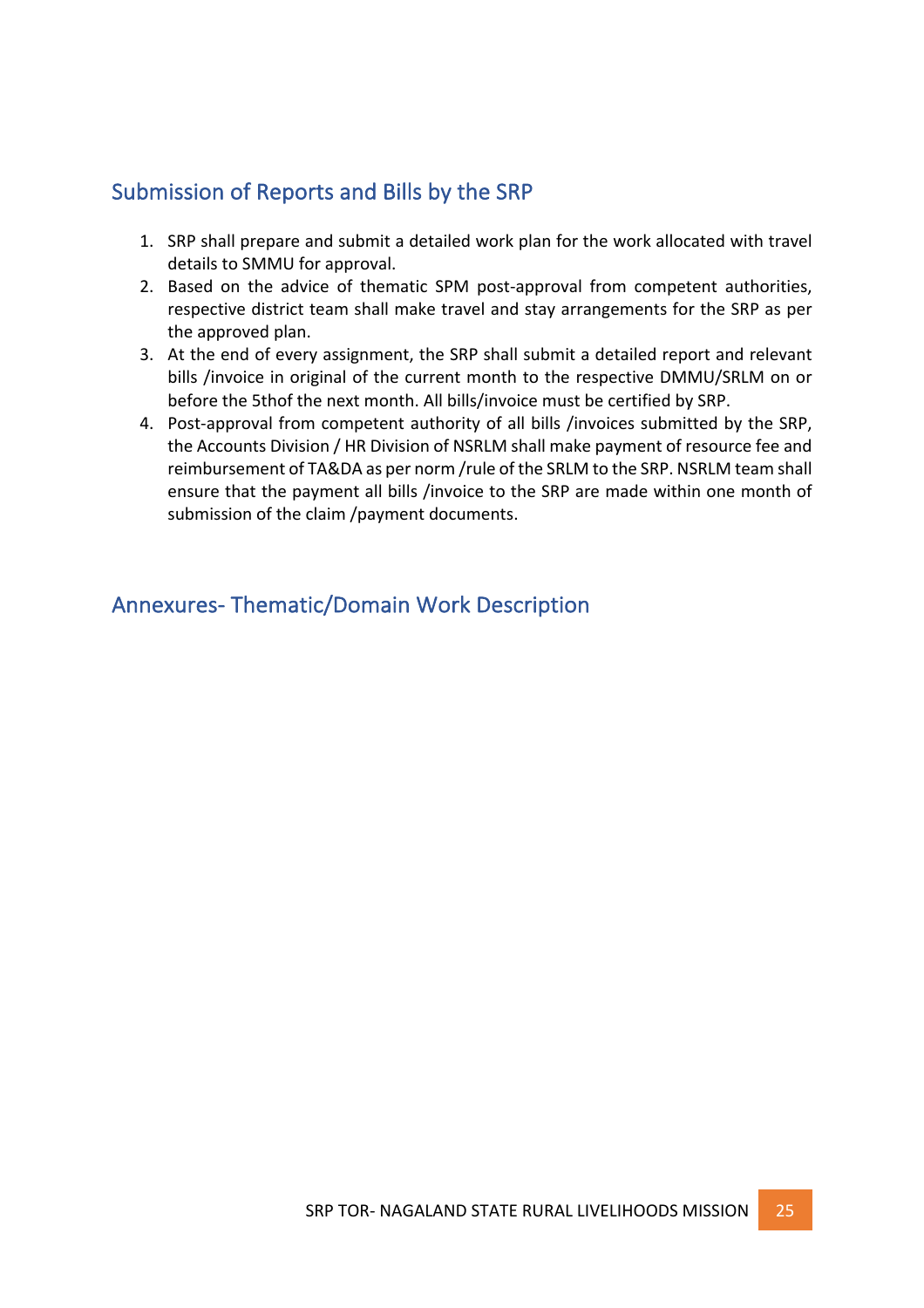## Submission of Reports and Bills by the SRP

1. SRP shall prepare and submit a detailed work plan for the work allocated with travel details to SMMU for approval.
2. Based on the advice of thematic SPM post-approval from competent authorities, respective district team shall make travel and stay arrangements for the SRP as per the approved plan.
3. At the end of every assignment, the SRP shall submit a detailed report and relevant bills /invoice in original of the current month to the respective DMMU/SRLM on or before the 5thof the next month. All bills/invoice must be certified by SRP.
4. Post-approval from competent authority of all bills /invoices submitted by the SRP, the Accounts Division / HR Division of NSRLM shall make payment of resource fee and reimbursement of TA&DA as per norm /rule of the SRLM to the SRP. NSRLM team shall ensure that the payment all bills /invoice to the SRP are made within one month of submission of the claim /payment documents.

## Annexures- Thematic/Domain Work Description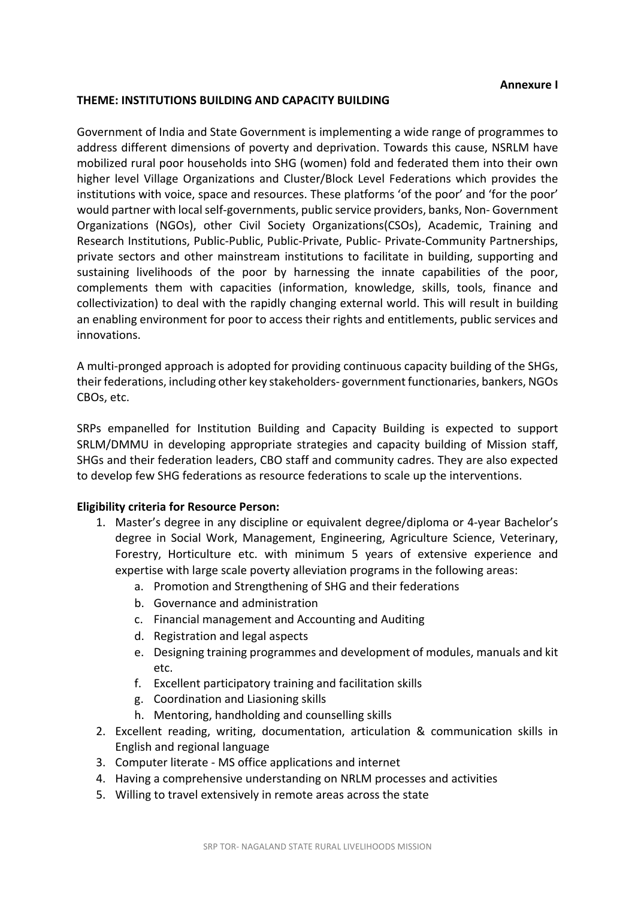**Annexure I**

**THEME: INSTITUTIONS BUILDING AND CAPACITY BUILDING**

Government of India and State Government is implementing a wide range of programmes to address different dimensions of poverty and deprivation. Towards this cause, NSRLM have mobilized rural poor households into SHG (women) fold and federated them into their own higher level Village Organizations and Cluster/Block Level Federations which provides the institutions with voice, space and resources. These platforms 'of the poor' and 'for the poor' would partner with local self-governments, public service providers, banks, Non- Government Organizations (NGOs), other Civil Society Organizations(CSOs), Academic, Training and Research Institutions, Public-Public, Public-Private, Public- Private-Community Partnerships, private sectors and other mainstream institutions to facilitate in building, supporting and sustaining livelihoods of the poor by harnessing the innate capabilities of the poor, complements them with capacities (information, knowledge, skills, tools, finance and collectivization) to deal with the rapidly changing external world. This will result in building an enabling environment for poor to access their rights and entitlements, public services and innovations.

A multi-pronged approach is adopted for providing continuous capacity building of the SHGs, their federations, including other key stakeholders- government functionaries, bankers, NGOs CBOs, etc.

SRPs empanelled for Institution Building and Capacity Building is expected to support SRLM/DMMU in developing appropriate strategies and capacity building of Mission staff, SHGs and their federation leaders, CBO staff and community cadres. They are also expected to develop few SHG federations as resource federations to scale up the interventions.

**Eligibility criteria for Resource Person:**

1. Master's degree in any discipline or equivalent degree/diploma or 4-year Bachelor's degree in Social Work, Management, Engineering, Agriculture Science, Veterinary, Forestry, Horticulture etc. with minimum 5 years of extensive experience and expertise with large scale poverty alleviation programs in the following areas:
    a. Promotion and Strengthening of SHG and their federations
    b. Governance and administration
    c. Financial management and Accounting and Auditing
    d. Registration and legal aspects
    e. Designing training programmes and development of modules, manuals and kit etc.
    f. Excellent participatory training and facilitation skills
    g. Coordination and Liasioning skills
    h. Mentoring, handholding and counselling skills
2. Excellent reading, writing, documentation, articulation & communication skills in English and regional language
3. Computer literate - MS office applications and internet
4. Having a comprehensive understanding on NRLM processes and activities
5. Willing to travel extensively in remote areas across the state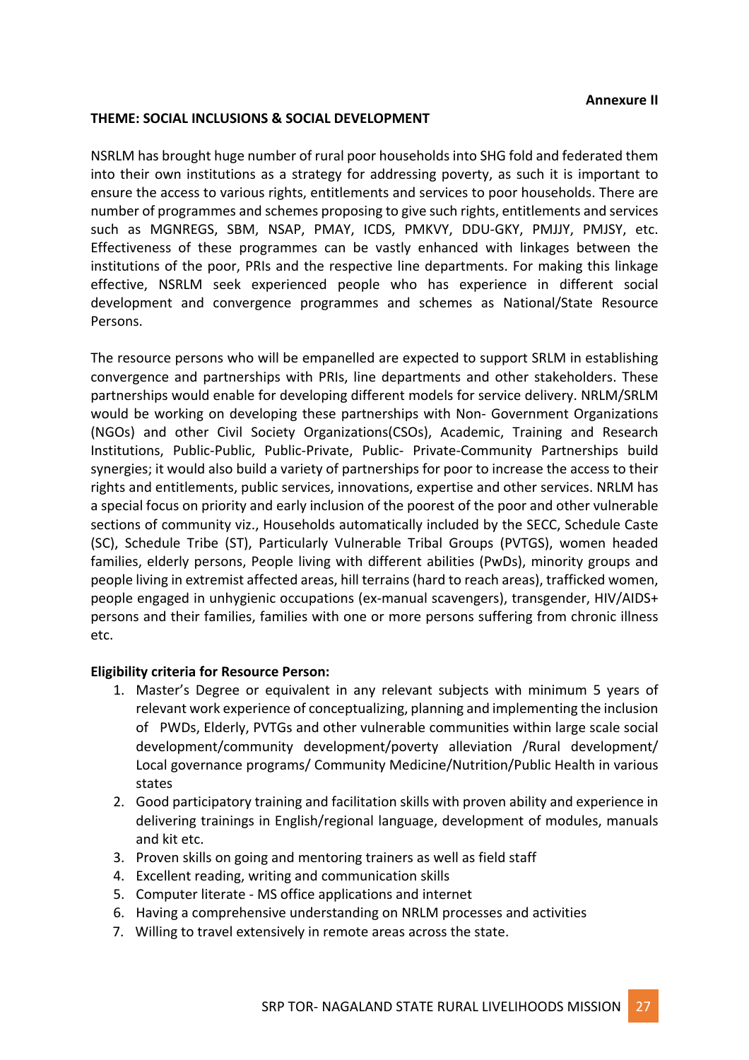**Annexure II**

**THEME: SOCIAL INCLUSIONS & SOCIAL DEVELOPMENT**

NSRLM has brought huge number of rural poor households into SHG fold and federated them into their own institutions as a strategy for addressing poverty, as such it is important to ensure the access to various rights, entitlements and services to poor households. There are number of programmes and schemes proposing to give such rights, entitlements and services such as MGNREGS, SBM, NSAP, PMAY, ICDS, PMKVY, DDU-GKY, PMJJY, PMJSY, etc. Effectiveness of these programmes can be vastly enhanced with linkages between the institutions of the poor, PRIs and the respective line departments. For making this linkage effective, NSRLM seek experienced people who has experience in different social development and convergence programmes and schemes as National/State Resource Persons.

The resource persons who will be empanelled are expected to support SRLM in establishing convergence and partnerships with PRIs, line departments and other stakeholders. These partnerships would enable for developing different models for service delivery. NRLM/SRLM would be working on developing these partnerships with Non- Government Organizations (NGOs) and other Civil Society Organizations(CSOs), Academic, Training and Research Institutions, Public-Public, Public-Private, Public- Private-Community Partnerships build synergies; it would also build a variety of partnerships for poor to increase the access to their rights and entitlements, public services, innovations, expertise and other services. NRLM has a special focus on priority and early inclusion of the poorest of the poor and other vulnerable sections of community viz., Households automatically included by the SECC, Schedule Caste (SC), Schedule Tribe (ST), Particularly Vulnerable Tribal Groups (PVTGS), women headed families, elderly persons, People living with different abilities (PwDs), minority groups and people living in extremist affected areas, hill terrains (hard to reach areas), trafficked women, people engaged in unhygienic occupations (ex-manual scavengers), transgender, HIV/AIDS+ persons and their families, families with one or more persons suffering from chronic illness etc.

**Eligibility criteria for Resource Person:**

1. Master's Degree or equivalent in any relevant subjects with minimum 5 years of relevant work experience of conceptualizing, planning and implementing the inclusion of PWDs, Elderly, PVTGs and other vulnerable communities within large scale social development/community development/poverty alleviation /Rural development/ Local governance programs/ Community Medicine/Nutrition/Public Health in various states
2. Good participatory training and facilitation skills with proven ability and experience in delivering trainings in English/regional language, development of modules, manuals and kit etc.
3. Proven skills on going and mentoring trainers as well as field staff
4. Excellent reading, writing and communication skills
5. Computer literate - MS office applications and internet
6. Having a comprehensive understanding on NRLM processes and activities
7. Willing to travel extensively in remote areas across the state.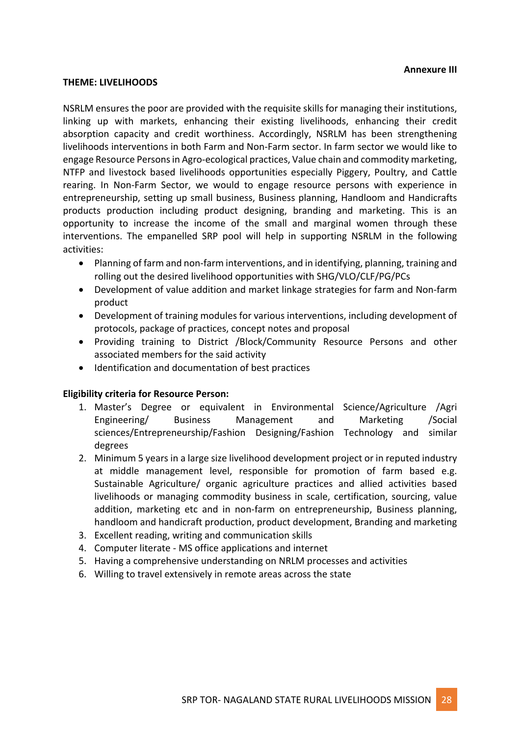**Annexure III**

**THEME: LIVELIHOODS**

NSRLM ensures the poor are provided with the requisite skills for managing their institutions, linking up with markets, enhancing their existing livelihoods, enhancing their credit absorption capacity and credit worthiness. Accordingly, NSRLM has been strengthening livelihoods interventions in both Farm and Non-Farm sector. In farm sector we would like to engage Resource Persons in Agro-ecological practices, Value chain and commodity marketing, NTFP and livestock based livelihoods opportunities especially Piggery, Poultry, and Cattle rearing. In Non-Farm Sector, we would to engage resource persons with experience in entrepreneurship, setting up small business, Business planning, Handloom and Handicrafts products production including product designing, branding and marketing. This is an opportunity to increase the income of the small and marginal women through these interventions. The empanelled SRP pool will help in supporting NSRLM in the following activities:

- Planning of farm and non-farm interventions, and in identifying, planning, training and rolling out the desired livelihood opportunities with SHG/VLO/CLF/PG/PCs
- Development of value addition and market linkage strategies for farm and Non-farm product
- Development of training modules for various interventions, including development of protocols, package of practices, concept notes and proposal
- Providing training to District /Block/Community Resource Persons and other associated members for the said activity
- Identification and documentation of best practices

**Eligibility criteria for Resource Person:**

1. Master's Degree or equivalent in Environmental Science/Agriculture /Agri Engineering/ Business Management and Marketing /Social sciences/Entrepreneurship/Fashion Designing/Fashion Technology and similar degrees
2. Minimum 5 years in a large size livelihood development project or in reputed industry at middle management level, responsible for promotion of farm based e.g. Sustainable Agriculture/ organic agriculture practices and allied activities based livelihoods or managing commodity business in scale, certification, sourcing, value addition, marketing etc and in non-farm on entrepreneurship, Business planning, handloom and handicraft production, product development, Branding and marketing
3. Excellent reading, writing and communication skills
4. Computer literate - MS office applications and internet
5. Having a comprehensive understanding on NRLM processes and activities
6. Willing to travel extensively in remote areas across the state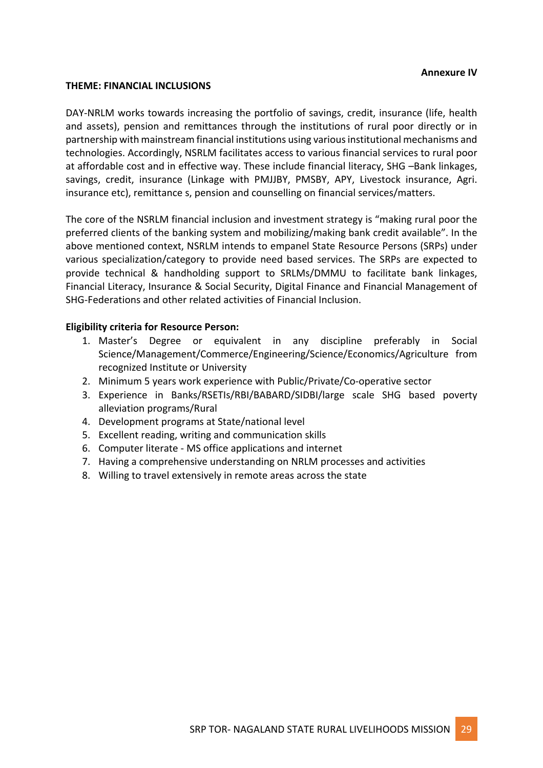**Annexure IV**

**THEME: FINANCIAL INCLUSIONS**

DAY-NRLM works towards increasing the portfolio of savings, credit, insurance (life, health and assets), pension and remittances through the institutions of rural poor directly or in partnership with mainstream financial institutions using various institutional mechanisms and technologies. Accordingly, NSRLM facilitates access to various financial services to rural poor at affordable cost and in effective way. These include financial literacy, SHG –Bank linkages, savings, credit, insurance (Linkage with PMJJBY, PMSBY, APY, Livestock insurance, Agri. insurance etc), remittance s, pension and counselling on financial services/matters.

The core of the NSRLM financial inclusion and investment strategy is "making rural poor the preferred clients of the banking system and mobilizing/making bank credit available". In the above mentioned context, NSRLM intends to empanel State Resource Persons (SRPs) under various specialization/category to provide need based services. The SRPs are expected to provide technical & handholding support to SRLMs/DMMU to facilitate bank linkages, Financial Literacy, Insurance & Social Security, Digital Finance and Financial Management of SHG-Federations and other related activities of Financial Inclusion.

**Eligibility criteria for Resource Person:**

1. Master's Degree or equivalent in any discipline preferably in Social Science/Management/Commerce/Engineering/Science/Economics/Agriculture from recognized Institute or University
2. Minimum 5 years work experience with Public/Private/Co-operative sector
3. Experience in Banks/RSETIs/RBI/BABARD/SIDBI/large scale SHG based poverty alleviation programs/Rural
4. Development programs at State/national level
5. Excellent reading, writing and communication skills
6. Computer literate - MS office applications and internet
7. Having a comprehensive understanding on NRLM processes and activities
8. Willing to travel extensively in remote areas across the state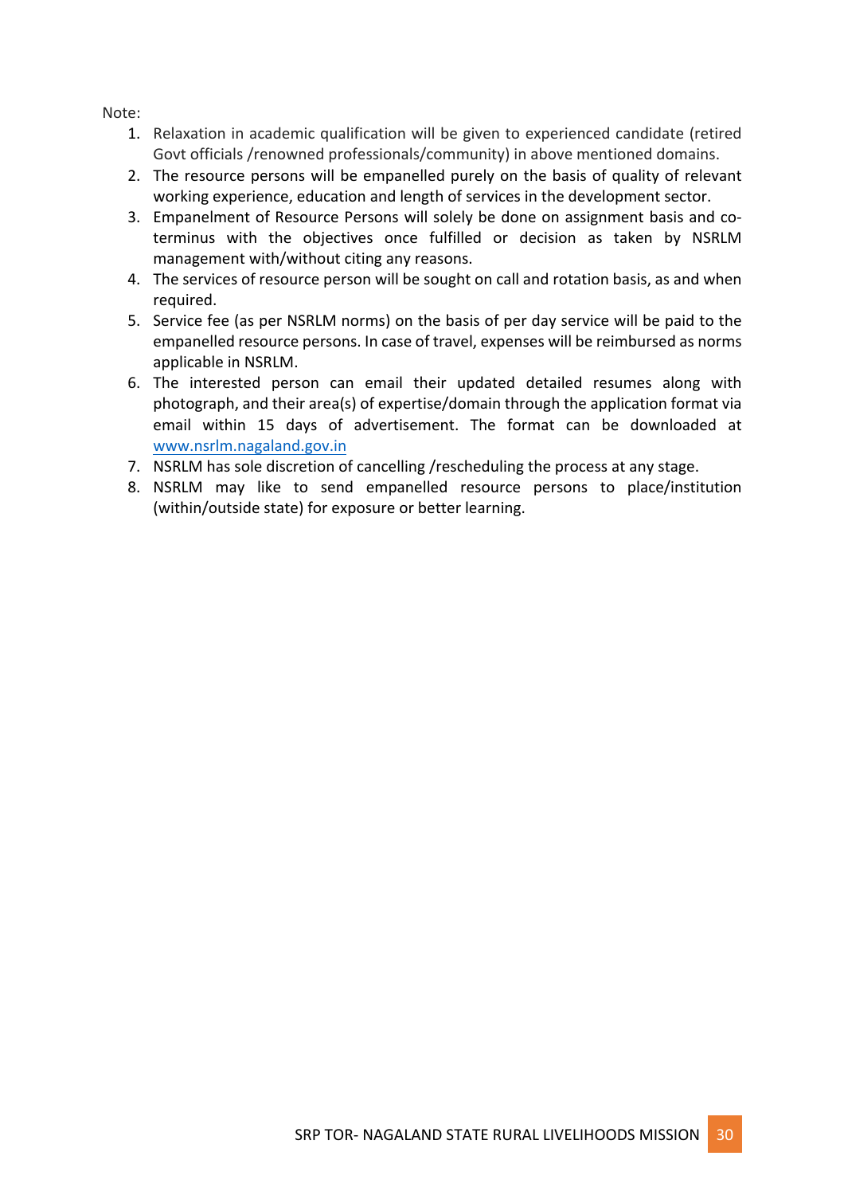Note:

1. Relaxation in academic qualification will be given to experienced candidate (retired Govt officials /renowned professionals/community) in above mentioned domains.
2. The resource persons will be empanelled purely on the basis of quality of relevant working experience, education and length of services in the development sector.
3. Empanelment of Resource Persons will solely be done on assignment basis and co-terminus with the objectives once fulfilled or decision as taken by NSRLM management with/without citing any reasons.
4. The services of resource person will be sought on call and rotation basis, as and when required.
5. Service fee (as per NSRLM norms) on the basis of per day service will be paid to the empanelled resource persons. In case of travel, expenses will be reimbursed as norms applicable in NSRLM.
6. The interested person can email their updated detailed resumes along with photograph, and their area(s) of expertise/domain through the application format via email within 15 days of advertisement. The format can be downloaded at [www.nsrlm.nagaland.gov.in](http://www.nsrlm.nagaland.gov.in)
7. NSRLM has sole discretion of cancelling /rescheduling the process at any stage.
8. NSRLM may like to send empanelled resource persons to place/institution (within/outside state) for exposure or better learning.